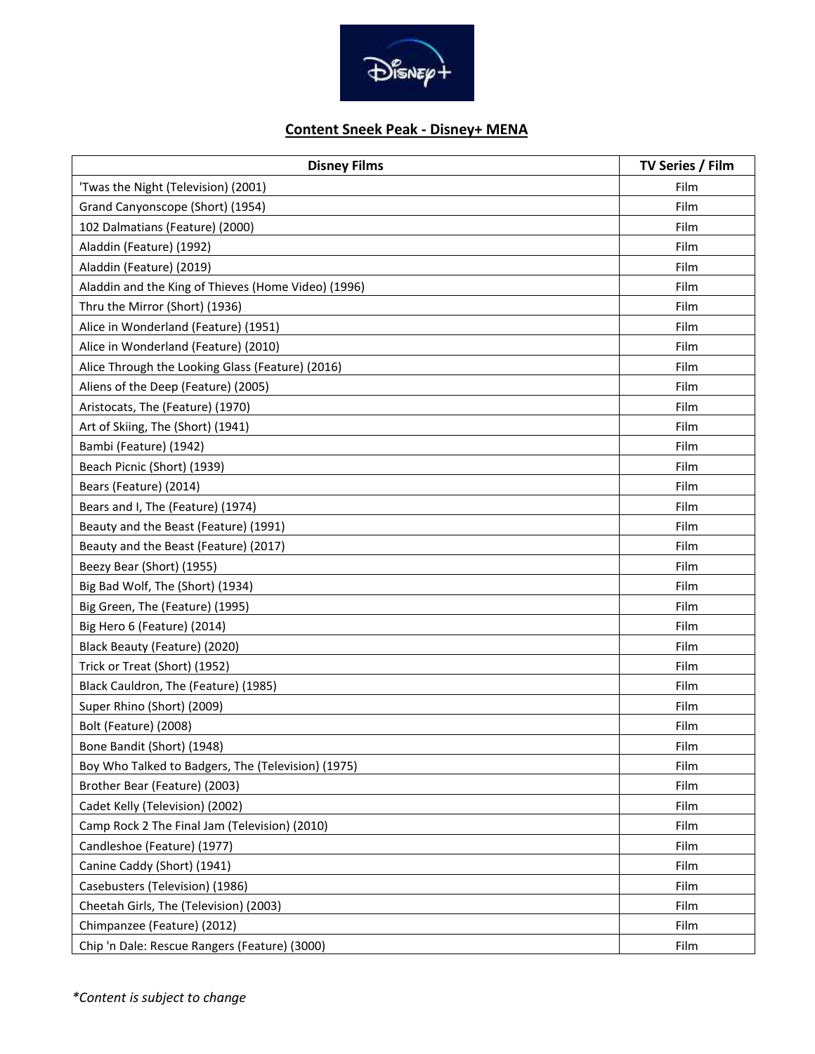**Content Sneek Peak - Disney+ MENA**

| Disney Films | TV Series / Film |
|---|---|
| 'Twas the Night (Television) (2001) | Film |
| Grand Canyonscope (Short) (1954) | Film |
| 102 Dalmatians (Feature) (2000) | Film |
| Aladdin (Feature) (1992) | Film |
| Aladdin (Feature) (2019) | Film |
| Aladdin and the King of Thieves (Home Video) (1996) | Film |
| Thru the Mirror (Short) (1936) | Film |
| Alice in Wonderland (Feature) (1951) | Film |
| Alice in Wonderland (Feature) (2010) | Film |
| Alice Through the Looking Glass (Feature) (2016) | Film |
| Aliens of the Deep (Feature) (2005) | Film |
| Aristocats, The (Feature) (1970) | Film |
| Art of Skiing, The (Short) (1941) | Film |
| Bambi (Feature) (1942) | Film |
| Beach Picnic (Short) (1939) | Film |
| Bears (Feature) (2014) | Film |
| Bears and I, The (Feature) (1974) | Film |
| Beauty and the Beast (Feature) (1991) | Film |
| Beauty and the Beast (Feature) (2017) | Film |
| Beezy Bear (Short) (1955) | Film |
| Big Bad Wolf, The (Short) (1934) | Film |
| Big Green, The (Feature) (1995) | Film |
| Big Hero 6 (Feature) (2014) | Film |
| Black Beauty (Feature) (2020) | Film |
| Trick or Treat (Short) (1952) | Film |
| Black Cauldron, The (Feature) (1985) | Film |
| Super Rhino (Short) (2009) | Film |
| Bolt (Feature) (2008) | Film |
| Bone Bandit (Short) (1948) | Film |
| Boy Who Talked to Badgers, The (Television) (1975) | Film |
| Brother Bear (Feature) (2003) | Film |
| Cadet Kelly (Television) (2002) | Film |
| Camp Rock 2 The Final Jam (Television) (2010) | Film |
| Candleshoe (Feature) (1977) | Film |
| Canine Caddy (Short) (1941) | Film |
| Casebusters (Television) (1986) | Film |
| Cheetah Girls, The (Television) (2003) | Film |
| Chimpanzee (Feature) (2012) | Film |
| Chip 'n Dale: Rescue Rangers (Feature) (3000) | Film |

*\*Content is subject to change*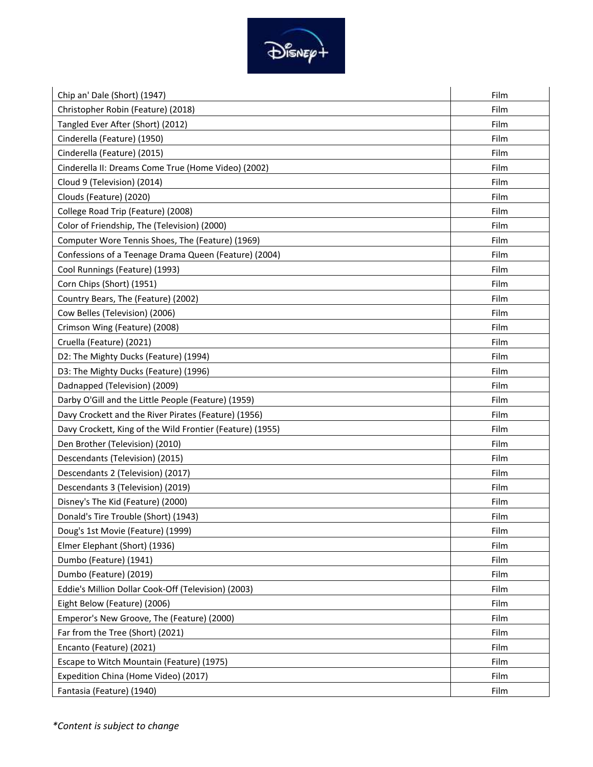| | |
|---|---|
| Chip an' Dale (Short) (1947) | Film |
| Christopher Robin (Feature) (2018) | Film |
| Tangled Ever After (Short) (2012) | Film |
| Cinderella (Feature) (1950) | Film |
| Cinderella (Feature) (2015) | Film |
| Cinderella II: Dreams Come True (Home Video) (2002) | Film |
| Cloud 9 (Television) (2014) | Film |
| Clouds (Feature) (2020) | Film |
| College Road Trip (Feature) (2008) | Film |
| Color of Friendship, The (Television) (2000) | Film |
| Computer Wore Tennis Shoes, The (Feature) (1969) | Film |
| Confessions of a Teenage Drama Queen (Feature) (2004) | Film |
| Cool Runnings (Feature) (1993) | Film |
| Corn Chips (Short) (1951) | Film |
| Country Bears, The (Feature) (2002) | Film |
| Cow Belles (Television) (2006) | Film |
| Crimson Wing (Feature) (2008) | Film |
| Cruella (Feature) (2021) | Film |
| D2: The Mighty Ducks (Feature) (1994) | Film |
| D3: The Mighty Ducks (Feature) (1996) | Film |
| Dadnapped (Television) (2009) | Film |
| Darby O'Gill and the Little People (Feature) (1959) | Film |
| Davy Crockett and the River Pirates (Feature) (1956) | Film |
| Davy Crockett, King of the Wild Frontier (Feature) (1955) | Film |
| Den Brother (Television) (2010) | Film |
| Descendants (Television) (2015) | Film |
| Descendants 2 (Television) (2017) | Film |
| Descendants 3 (Television) (2019) | Film |
| Disney's The Kid (Feature) (2000) | Film |
| Donald's Tire Trouble (Short) (1943) | Film |
| Doug's 1st Movie (Feature) (1999) | Film |
| Elmer Elephant (Short) (1936) | Film |
| Dumbo (Feature) (1941) | Film |
| Dumbo (Feature) (2019) | Film |
| Eddie's Million Dollar Cook-Off (Television) (2003) | Film |
| Eight Below (Feature) (2006) | Film |
| Emperor's New Groove, The (Feature) (2000) | Film |
| Far from the Tree (Short) (2021) | Film |
| Encanto (Feature) (2021) | Film |
| Escape to Witch Mountain (Feature) (1975) | Film |
| Expedition China (Home Video) (2017) | Film |
| Fantasia (Feature) (1940) | Film |

*Content is subject to change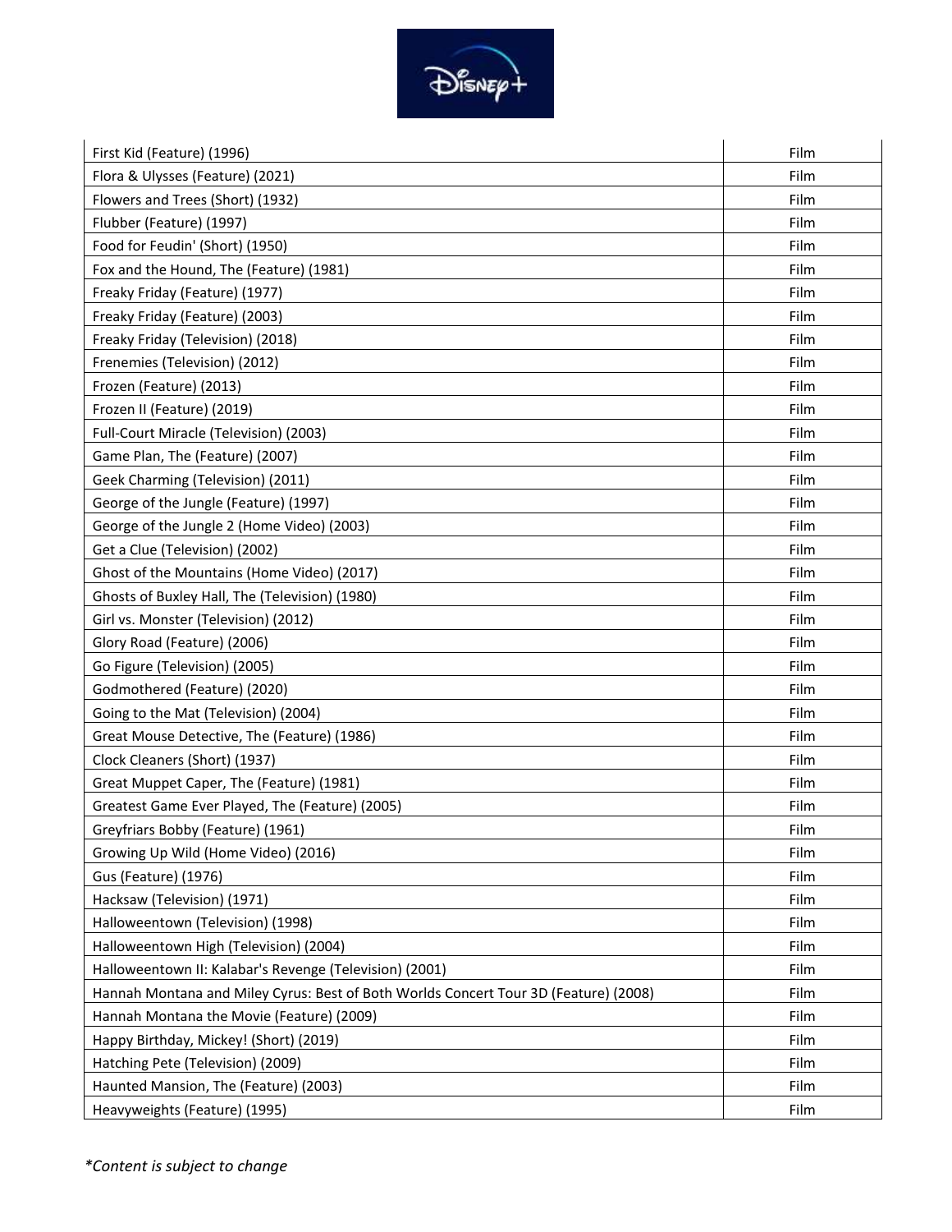| | |
|---|---|
| First Kid (Feature) (1996) | Film |
| Flora & Ulysses (Feature) (2021) | Film |
| Flowers and Trees (Short) (1932) | Film |
| Flubber (Feature) (1997) | Film |
| Food for Feudin' (Short) (1950) | Film |
| Fox and the Hound, The (Feature) (1981) | Film |
| Freaky Friday (Feature) (1977) | Film |
| Freaky Friday (Feature) (2003) | Film |
| Freaky Friday (Television) (2018) | Film |
| Frenemies (Television) (2012) | Film |
| Frozen (Feature) (2013) | Film |
| Frozen II (Feature) (2019) | Film |
| Full-Court Miracle (Television) (2003) | Film |
| Game Plan, The (Feature) (2007) | Film |
| Geek Charming (Television) (2011) | Film |
| George of the Jungle (Feature) (1997) | Film |
| George of the Jungle 2 (Home Video) (2003) | Film |
| Get a Clue (Television) (2002) | Film |
| Ghost of the Mountains (Home Video) (2017) | Film |
| Ghosts of Buxley Hall, The (Television) (1980) | Film |
| Girl vs. Monster (Television) (2012) | Film |
| Glory Road (Feature) (2006) | Film |
| Go Figure (Television) (2005) | Film |
| Godmothered (Feature) (2020) | Film |
| Going to the Mat (Television) (2004) | Film |
| Great Mouse Detective, The (Feature) (1986) | Film |
| Clock Cleaners (Short) (1937) | Film |
| Great Muppet Caper, The (Feature) (1981) | Film |
| Greatest Game Ever Played, The (Feature) (2005) | Film |
| Greyfriars Bobby (Feature) (1961) | Film |
| Growing Up Wild (Home Video) (2016) | Film |
| Gus (Feature) (1976) | Film |
| Hacksaw (Television) (1971) | Film |
| Halloweentown (Television) (1998) | Film |
| Halloweentown High (Television) (2004) | Film |
| Halloweentown II: Kalabar's Revenge (Television) (2001) | Film |
| Hannah Montana and Miley Cyrus: Best of Both Worlds Concert Tour 3D (Feature) (2008) | Film |
| Hannah Montana the Movie (Feature) (2009) | Film |
| Happy Birthday, Mickey! (Short) (2019) | Film |
| Hatching Pete (Television) (2009) | Film |
| Haunted Mansion, The (Feature) (2003) | Film |
| Heavyweights (Feature) (1995) | Film |

*Content is subject to change*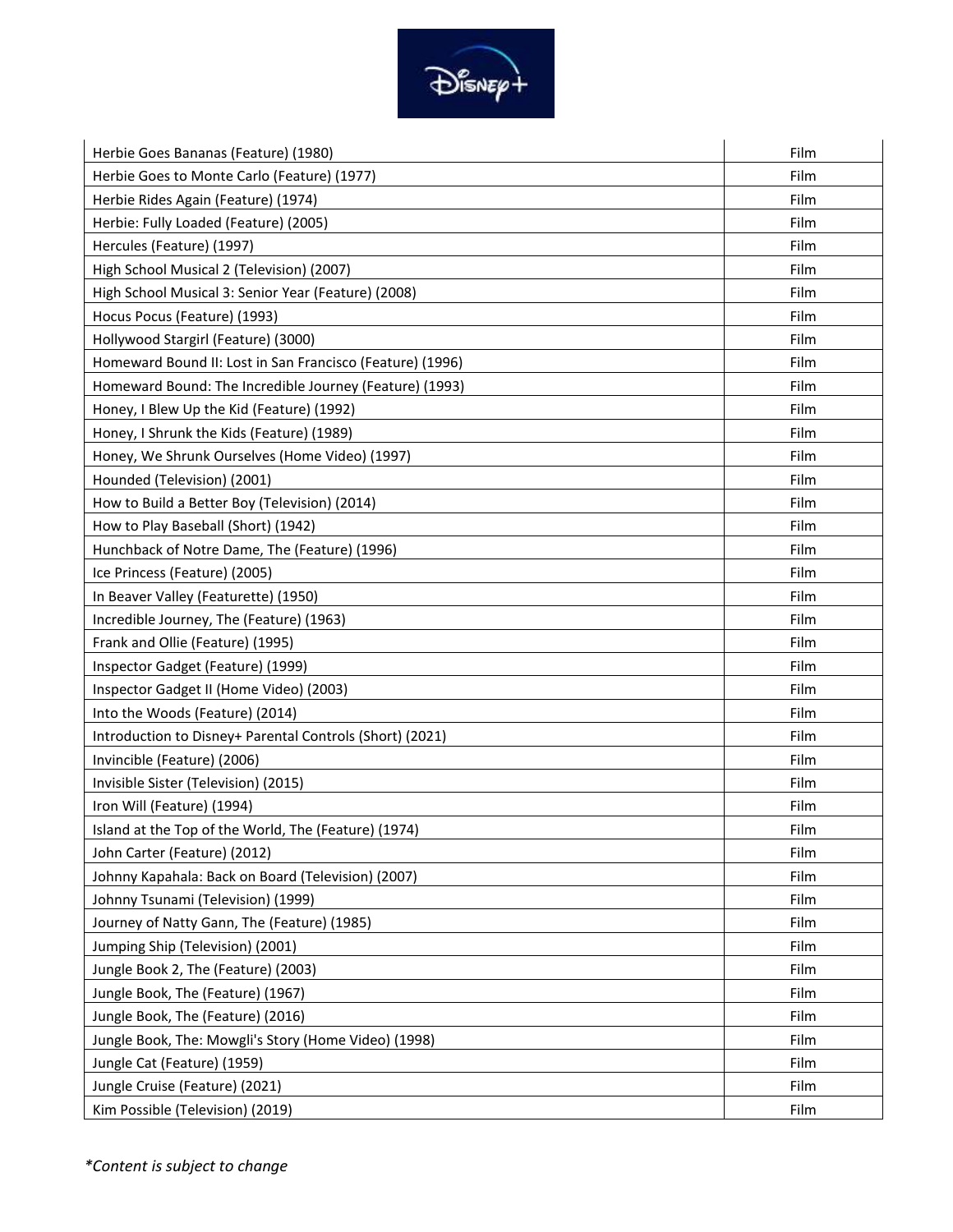| | |
|---|---|
| Herbie Goes Bananas (Feature) (1980) | Film |
| Herbie Goes to Monte Carlo (Feature) (1977) | Film |
| Herbie Rides Again (Feature) (1974) | Film |
| Herbie: Fully Loaded (Feature) (2005) | Film |
| Hercules (Feature) (1997) | Film |
| High School Musical 2 (Television) (2007) | Film |
| High School Musical 3: Senior Year (Feature) (2008) | Film |
| Hocus Pocus (Feature) (1993) | Film |
| Hollywood Stargirl (Feature) (3000) | Film |
| Homeward Bound II: Lost in San Francisco (Feature) (1996) | Film |
| Homeward Bound: The Incredible Journey (Feature) (1993) | Film |
| Honey, I Blew Up the Kid (Feature) (1992) | Film |
| Honey, I Shrunk the Kids (Feature) (1989) | Film |
| Honey, We Shrunk Ourselves (Home Video) (1997) | Film |
| Hounded (Television) (2001) | Film |
| How to Build a Better Boy (Television) (2014) | Film |
| How to Play Baseball (Short) (1942) | Film |
| Hunchback of Notre Dame, The (Feature) (1996) | Film |
| Ice Princess (Feature) (2005) | Film |
| In Beaver Valley (Featurette) (1950) | Film |
| Incredible Journey, The (Feature) (1963) | Film |
| Frank and Ollie (Feature) (1995) | Film |
| Inspector Gadget (Feature) (1999) | Film |
| Inspector Gadget II (Home Video) (2003) | Film |
| Into the Woods (Feature) (2014) | Film |
| Introduction to Disney+ Parental Controls (Short) (2021) | Film |
| Invincible (Feature) (2006) | Film |
| Invisible Sister (Television) (2015) | Film |
| Iron Will (Feature) (1994) | Film |
| Island at the Top of the World, The (Feature) (1974) | Film |
| John Carter (Feature) (2012) | Film |
| Johnny Kapahala: Back on Board (Television) (2007) | Film |
| Johnny Tsunami (Television) (1999) | Film |
| Journey of Natty Gann, The (Feature) (1985) | Film |
| Jumping Ship (Television) (2001) | Film |
| Jungle Book 2, The (Feature) (2003) | Film |
| Jungle Book, The (Feature) (1967) | Film |
| Jungle Book, The (Feature) (2016) | Film |
| Jungle Book, The: Mowgli's Story (Home Video) (1998) | Film |
| Jungle Cat (Feature) (1959) | Film |
| Jungle Cruise (Feature) (2021) | Film |
| Kim Possible (Television) (2019) | Film |

*Content is subject to change*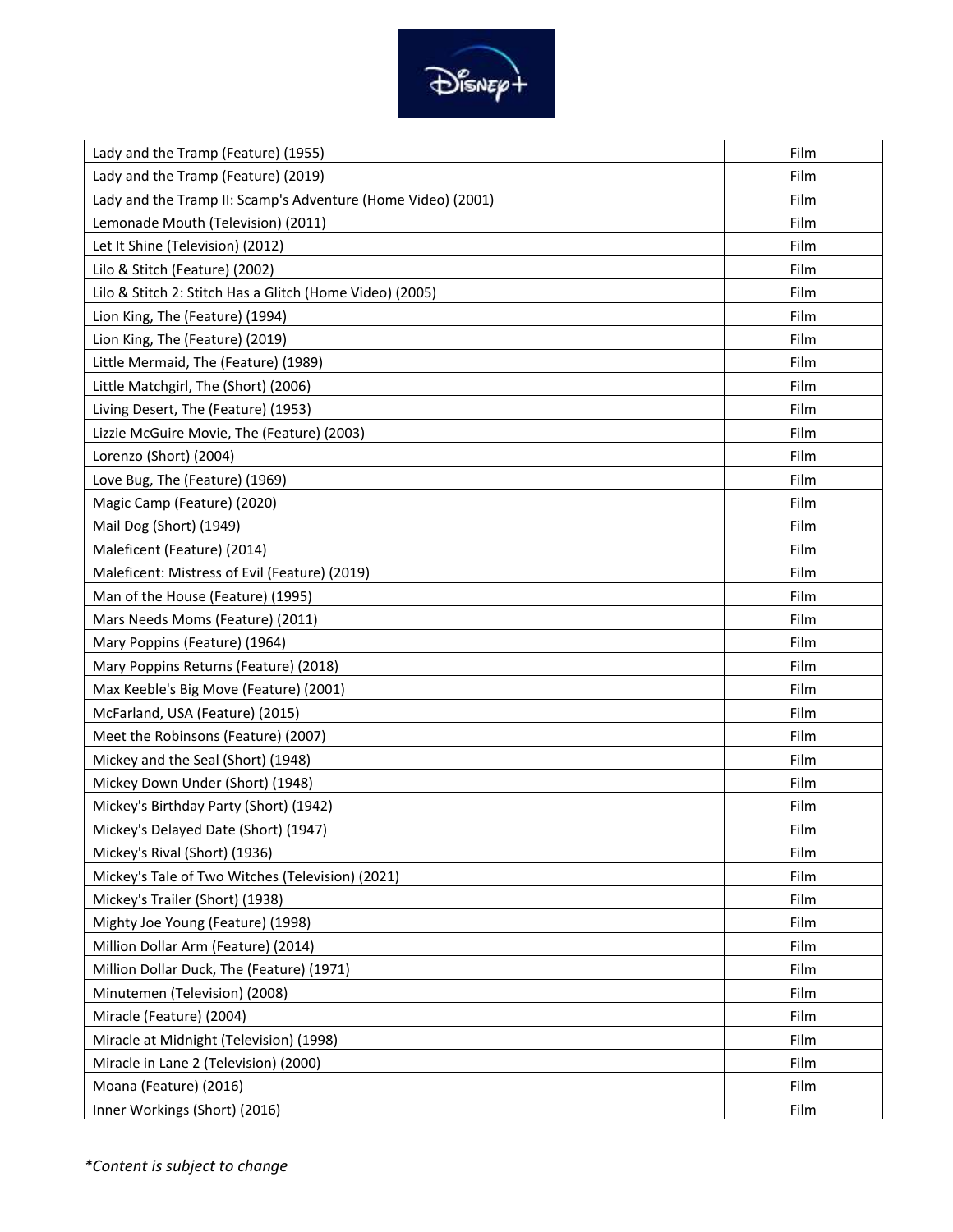| | |
|---|---|
| Lady and the Tramp (Feature) (1955) | Film |
| Lady and the Tramp (Feature) (2019) | Film |
| Lady and the Tramp II: Scamp's Adventure (Home Video) (2001) | Film |
| Lemonade Mouth (Television) (2011) | Film |
| Let It Shine (Television) (2012) | Film |
| Lilo & Stitch (Feature) (2002) | Film |
| Lilo & Stitch 2: Stitch Has a Glitch (Home Video) (2005) | Film |
| Lion King, The (Feature) (1994) | Film |
| Lion King, The (Feature) (2019) | Film |
| Little Mermaid, The (Feature) (1989) | Film |
| Little Matchgirl, The (Short) (2006) | Film |
| Living Desert, The (Feature) (1953) | Film |
| Lizzie McGuire Movie, The (Feature) (2003) | Film |
| Lorenzo (Short) (2004) | Film |
| Love Bug, The (Feature) (1969) | Film |
| Magic Camp (Feature) (2020) | Film |
| Mail Dog (Short) (1949) | Film |
| Maleficent (Feature) (2014) | Film |
| Maleficent: Mistress of Evil (Feature) (2019) | Film |
| Man of the House (Feature) (1995) | Film |
| Mars Needs Moms (Feature) (2011) | Film |
| Mary Poppins (Feature) (1964) | Film |
| Mary Poppins Returns (Feature) (2018) | Film |
| Max Keeble's Big Move (Feature) (2001) | Film |
| McFarland, USA (Feature) (2015) | Film |
| Meet the Robinsons (Feature) (2007) | Film |
| Mickey and the Seal (Short) (1948) | Film |
| Mickey Down Under (Short) (1948) | Film |
| Mickey's Birthday Party (Short) (1942) | Film |
| Mickey's Delayed Date (Short) (1947) | Film |
| Mickey's Rival (Short) (1936) | Film |
| Mickey's Tale of Two Witches (Television) (2021) | Film |
| Mickey's Trailer (Short) (1938) | Film |
| Mighty Joe Young (Feature) (1998) | Film |
| Million Dollar Arm (Feature) (2014) | Film |
| Million Dollar Duck, The (Feature) (1971) | Film |
| Minutemen (Television) (2008) | Film |
| Miracle (Feature) (2004) | Film |
| Miracle at Midnight (Television) (1998) | Film |
| Miracle in Lane 2 (Television) (2000) | Film |
| Moana (Feature) (2016) | Film |
| Inner Workings (Short) (2016) | Film |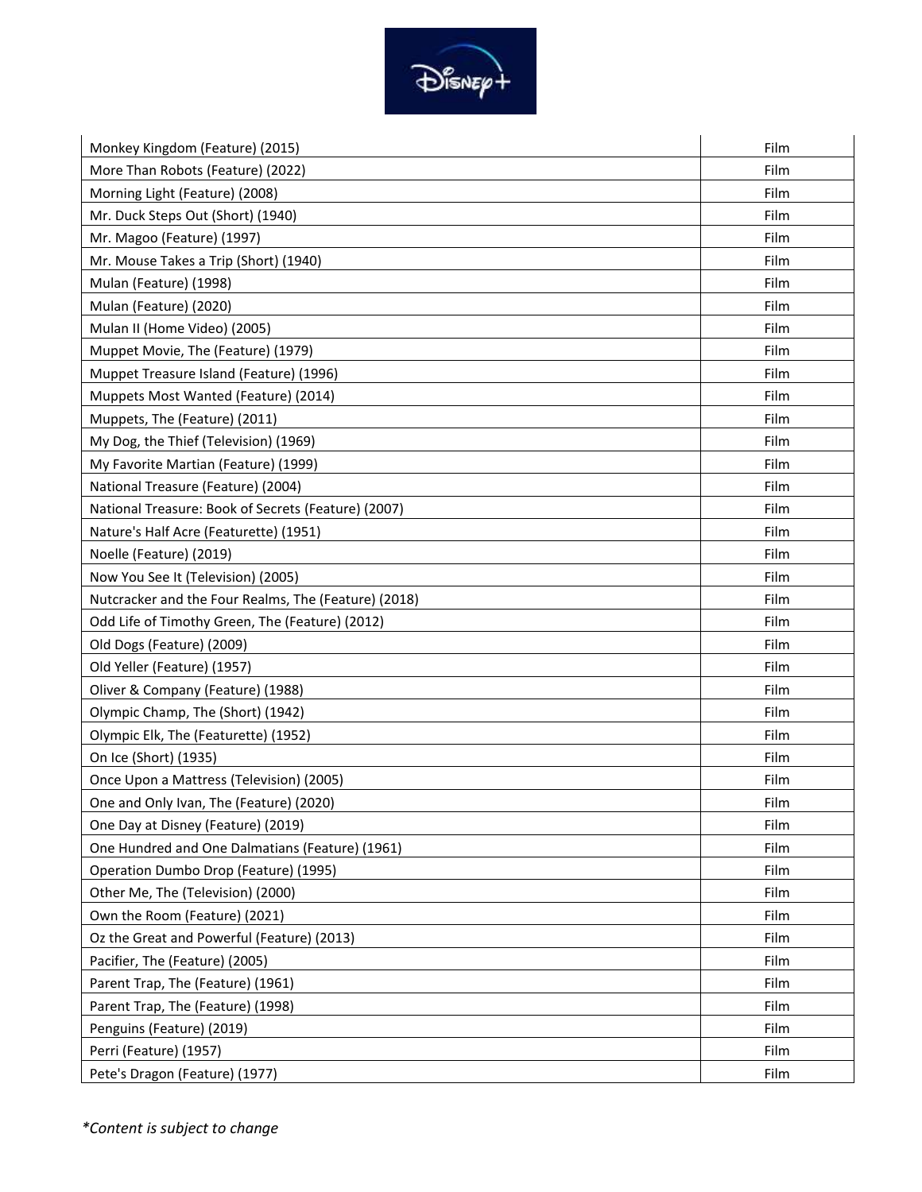| Monkey Kingdom (Feature) (2015) | Film |
|---|---|
| More Than Robots (Feature) (2022) | Film |
| Morning Light (Feature) (2008) | Film |
| Mr. Duck Steps Out (Short) (1940) | Film |
| Mr. Magoo (Feature) (1997) | Film |
| Mr. Mouse Takes a Trip (Short) (1940) | Film |
| Mulan (Feature) (1998) | Film |
| Mulan (Feature) (2020) | Film |
| Mulan II (Home Video) (2005) | Film |
| Muppet Movie, The (Feature) (1979) | Film |
| Muppet Treasure Island (Feature) (1996) | Film |
| Muppets Most Wanted (Feature) (2014) | Film |
| Muppets, The (Feature) (2011) | Film |
| My Dog, the Thief (Television) (1969) | Film |
| My Favorite Martian (Feature) (1999) | Film |
| National Treasure (Feature) (2004) | Film |
| National Treasure: Book of Secrets (Feature) (2007) | Film |
| Nature's Half Acre (Featurette) (1951) | Film |
| Noelle (Feature) (2019) | Film |
| Now You See It (Television) (2005) | Film |
| Nutcracker and the Four Realms, The (Feature) (2018) | Film |
| Odd Life of Timothy Green, The (Feature) (2012) | Film |
| Old Dogs (Feature) (2009) | Film |
| Old Yeller (Feature) (1957) | Film |
| Oliver & Company (Feature) (1988) | Film |
| Olympic Champ, The (Short) (1942) | Film |
| Olympic Elk, The (Featurette) (1952) | Film |
| On Ice (Short) (1935) | Film |
| Once Upon a Mattress (Television) (2005) | Film |
| One and Only Ivan, The (Feature) (2020) | Film |
| One Day at Disney (Feature) (2019) | Film |
| One Hundred and One Dalmatians (Feature) (1961) | Film |
| Operation Dumbo Drop (Feature) (1995) | Film |
| Other Me, The (Television) (2000) | Film |
| Own the Room (Feature) (2021) | Film |
| Oz the Great and Powerful (Feature) (2013) | Film |
| Pacifier, The (Feature) (2005) | Film |
| Parent Trap, The (Feature) (1961) | Film |
| Parent Trap, The (Feature) (1998) | Film |
| Penguins (Feature) (2019) | Film |
| Perri (Feature) (1957) | Film |
| Pete's Dragon (Feature) (1977) | Film |

*\*Content is subject to change*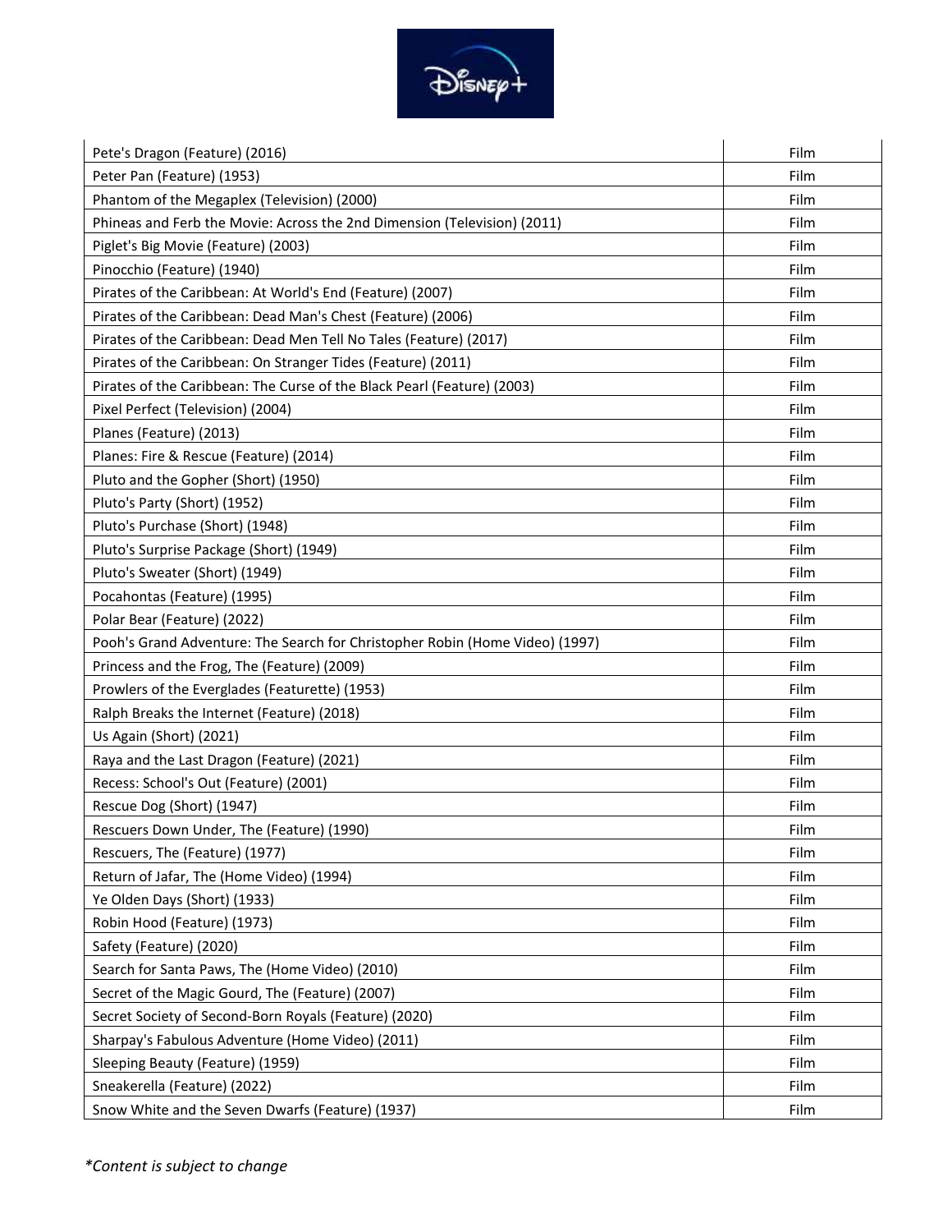| | |
|---|---|
| Pete's Dragon (Feature) (2016) | Film |
| Peter Pan (Feature) (1953) | Film |
| Phantom of the Megaplex (Television) (2000) | Film |
| Phineas and Ferb the Movie: Across the 2nd Dimension (Television) (2011) | Film |
| Piglet's Big Movie (Feature) (2003) | Film |
| Pinocchio (Feature) (1940) | Film |
| Pirates of the Caribbean: At World's End (Feature) (2007) | Film |
| Pirates of the Caribbean: Dead Man's Chest (Feature) (2006) | Film |
| Pirates of the Caribbean: Dead Men Tell No Tales (Feature) (2017) | Film |
| Pirates of the Caribbean: On Stranger Tides (Feature) (2011) | Film |
| Pirates of the Caribbean: The Curse of the Black Pearl (Feature) (2003) | Film |
| Pixel Perfect (Television) (2004) | Film |
| Planes (Feature) (2013) | Film |
| Planes: Fire & Rescue (Feature) (2014) | Film |
| Pluto and the Gopher (Short) (1950) | Film |
| Pluto's Party (Short) (1952) | Film |
| Pluto's Purchase (Short) (1948) | Film |
| Pluto's Surprise Package (Short) (1949) | Film |
| Pluto's Sweater (Short) (1949) | Film |
| Pocahontas (Feature) (1995) | Film |
| Polar Bear (Feature) (2022) | Film |
| Pooh's Grand Adventure: The Search for Christopher Robin (Home Video) (1997) | Film |
| Princess and the Frog, The (Feature) (2009) | Film |
| Prowlers of the Everglades (Featurette) (1953) | Film |
| Ralph Breaks the Internet (Feature) (2018) | Film |
| Us Again (Short) (2021) | Film |
| Raya and the Last Dragon (Feature) (2021) | Film |
| Recess: School's Out (Feature) (2001) | Film |
| Rescue Dog (Short) (1947) | Film |
| Rescuers Down Under, The (Feature) (1990) | Film |
| Rescuers, The (Feature) (1977) | Film |
| Return of Jafar, The (Home Video) (1994) | Film |
| Ye Olden Days (Short) (1933) | Film |
| Robin Hood (Feature) (1973) | Film |
| Safety (Feature) (2020) | Film |
| Search for Santa Paws, The (Home Video) (2010) | Film |
| Secret of the Magic Gourd, The (Feature) (2007) | Film |
| Secret Society of Second-Born Royals (Feature) (2020) | Film |
| Sharpay's Fabulous Adventure (Home Video) (2011) | Film |
| Sleeping Beauty (Feature) (1959) | Film |
| Sneakerella (Feature) (2022) | Film |
| Snow White and the Seven Dwarfs (Feature) (1937) | Film |

*\*Content is subject to change*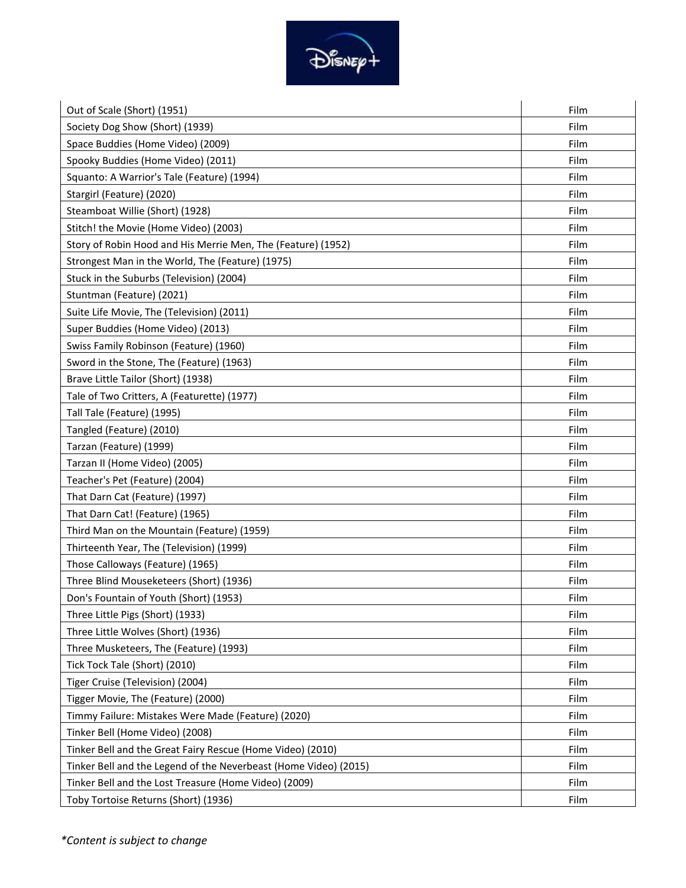| | |
|---|---|
| Out of Scale (Short) (1951) | Film |
| Society Dog Show (Short) (1939) | Film |
| Space Buddies (Home Video) (2009) | Film |
| Spooky Buddies (Home Video) (2011) | Film |
| Squanto: A Warrior's Tale (Feature) (1994) | Film |
| Stargirl (Feature) (2020) | Film |
| Steamboat Willie (Short) (1928) | Film |
| Stitch! the Movie (Home Video) (2003) | Film |
| Story of Robin Hood and His Merrie Men, The (Feature) (1952) | Film |
| Strongest Man in the World, The (Feature) (1975) | Film |
| Stuck in the Suburbs (Television) (2004) | Film |
| Stuntman (Feature) (2021) | Film |
| Suite Life Movie, The (Television) (2011) | Film |
| Super Buddies (Home Video) (2013) | Film |
| Swiss Family Robinson (Feature) (1960) | Film |
| Sword in the Stone, The (Feature) (1963) | Film |
| Brave Little Tailor (Short) (1938) | Film |
| Tale of Two Critters, A (Featurette) (1977) | Film |
| Tall Tale (Feature) (1995) | Film |
| Tangled (Feature) (2010) | Film |
| Tarzan (Feature) (1999) | Film |
| Tarzan II (Home Video) (2005) | Film |
| Teacher's Pet (Feature) (2004) | Film |
| That Darn Cat (Feature) (1997) | Film |
| That Darn Cat! (Feature) (1965) | Film |
| Third Man on the Mountain (Feature) (1959) | Film |
| Thirteenth Year, The (Television) (1999) | Film |
| Those Calloways (Feature) (1965) | Film |
| Three Blind Mouseketeers (Short) (1936) | Film |
| Don's Fountain of Youth (Short) (1953) | Film |
| Three Little Pigs (Short) (1933) | Film |
| Three Little Wolves (Short) (1936) | Film |
| Three Musketeers, The (Feature) (1993) | Film |
| Tick Tock Tale (Short) (2010) | Film |
| Tiger Cruise (Television) (2004) | Film |
| Tigger Movie, The (Feature) (2000) | Film |
| Timmy Failure: Mistakes Were Made (Feature) (2020) | Film |
| Tinker Bell (Home Video) (2008) | Film |
| Tinker Bell and the Great Fairy Rescue (Home Video) (2010) | Film |
| Tinker Bell and the Legend of the Neverbeast (Home Video) (2015) | Film |
| Tinker Bell and the Lost Treasure (Home Video) (2009) | Film |
| Toby Tortoise Returns (Short) (1936) | Film |

*Content is subject to change*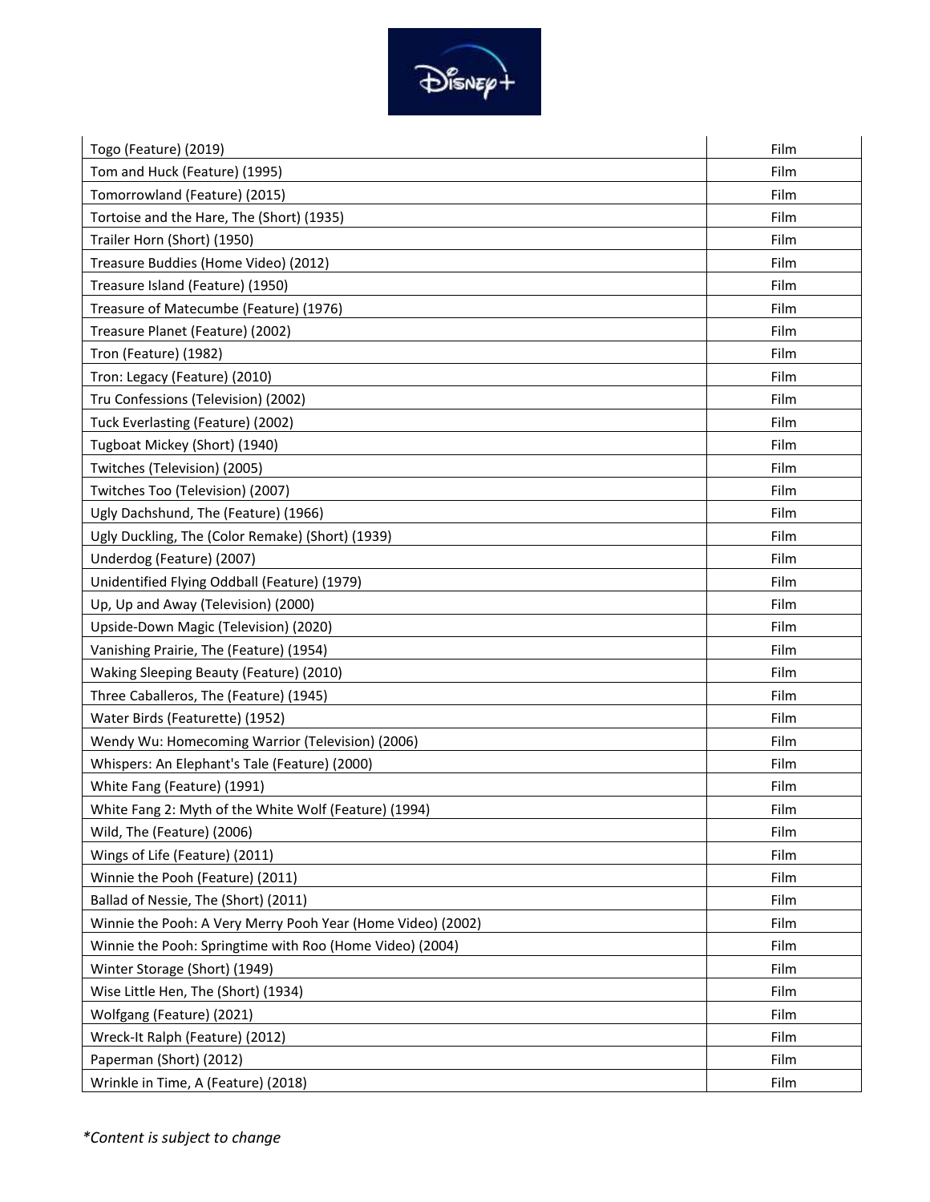| Togo (Feature) (2019) | Film |
|---|---|
| Tom and Huck (Feature) (1995) | Film |
| Tomorrowland (Feature) (2015) | Film |
| Tortoise and the Hare, The (Short) (1935) | Film |
| Trailer Horn (Short) (1950) | Film |
| Treasure Buddies (Home Video) (2012) | Film |
| Treasure Island (Feature) (1950) | Film |
| Treasure of Matecumbe (Feature) (1976) | Film |
| Treasure Planet (Feature) (2002) | Film |
| Tron (Feature) (1982) | Film |
| Tron: Legacy (Feature) (2010) | Film |
| Tru Confessions (Television) (2002) | Film |
| Tuck Everlasting (Feature) (2002) | Film |
| Tugboat Mickey (Short) (1940) | Film |
| Twitches (Television) (2005) | Film |
| Twitches Too (Television) (2007) | Film |
| Ugly Dachshund, The (Feature) (1966) | Film |
| Ugly Duckling, The (Color Remake) (Short) (1939) | Film |
| Underdog (Feature) (2007) | Film |
| Unidentified Flying Oddball (Feature) (1979) | Film |
| Up, Up and Away (Television) (2000) | Film |
| Upside-Down Magic (Television) (2020) | Film |
| Vanishing Prairie, The (Feature) (1954) | Film |
| Waking Sleeping Beauty (Feature) (2010) | Film |
| Three Caballeros, The (Feature) (1945) | Film |
| Water Birds (Featurette) (1952) | Film |
| Wendy Wu: Homecoming Warrior (Television) (2006) | Film |
| Whispers: An Elephant's Tale (Feature) (2000) | Film |
| White Fang (Feature) (1991) | Film |
| White Fang 2: Myth of the White Wolf (Feature) (1994) | Film |
| Wild, The (Feature) (2006) | Film |
| Wings of Life (Feature) (2011) | Film |
| Winnie the Pooh (Feature) (2011) | Film |
| Ballad of Nessie, The (Short) (2011) | Film |
| Winnie the Pooh: A Very Merry Pooh Year (Home Video) (2002) | Film |
| Winnie the Pooh: Springtime with Roo (Home Video) (2004) | Film |
| Winter Storage (Short) (1949) | Film |
| Wise Little Hen, The (Short) (1934) | Film |
| Wolfgang (Feature) (2021) | Film |
| Wreck-It Ralph (Feature) (2012) | Film |
| Paperman (Short) (2012) | Film |
| Wrinkle in Time, A (Feature) (2018) | Film |

*\*Content is subject to change*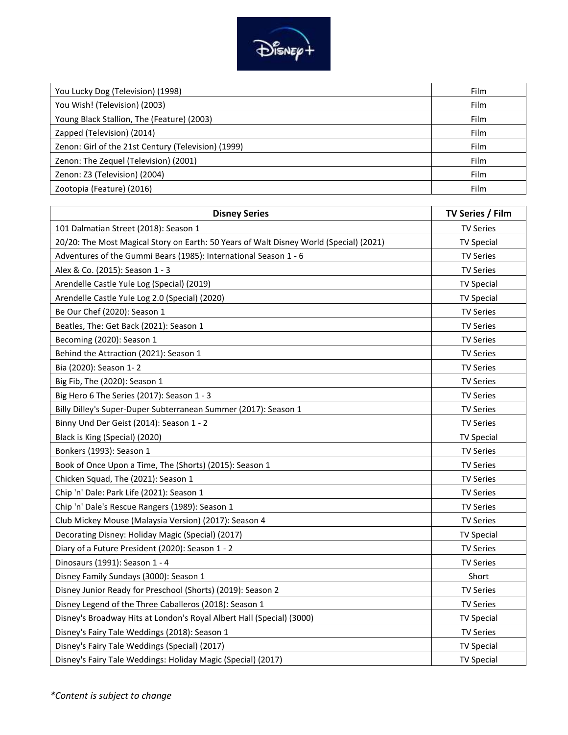| | |
|---|---|
| You Lucky Dog (Television) (1998) | Film |
| You Wish! (Television) (2003) | Film |
| Young Black Stallion, The (Feature) (2003) | Film |
| Zapped (Television) (2014) | Film |
| Zenon: Girl of the 21st Century (Television) (1999) | Film |
| Zenon: The Zequel (Television) (2001) | Film |
| Zenon: Z3 (Television) (2004) | Film |
| Zootopia (Feature) (2016) | Film |

| **Disney Series** | **TV Series / Film** |
|---|---|
| 101 Dalmatian Street (2018): Season 1 | TV Series |
| 20/20: The Most Magical Story on Earth: 50 Years of Walt Disney World (Special) (2021) | TV Special |
| Adventures of the Gummi Bears (1985): International Season 1 - 6 | TV Series |
| Alex & Co. (2015): Season 1 - 3 | TV Series |
| Arendelle Castle Yule Log (Special) (2019) | TV Special |
| Arendelle Castle Yule Log 2.0 (Special) (2020) | TV Special |
| Be Our Chef (2020): Season 1 | TV Series |
| Beatles, The: Get Back (2021): Season 1 | TV Series |
| Becoming (2020): Season 1 | TV Series |
| Behind the Attraction (2021): Season 1 | TV Series |
| Bia (2020): Season 1- 2 | TV Series |
| Big Fib, The (2020): Season 1 | TV Series |
| Big Hero 6 The Series (2017): Season 1 - 3 | TV Series |
| Billy Dilley's Super-Duper Subterranean Summer (2017): Season 1 | TV Series |
| Binny Und Der Geist (2014): Season 1 - 2 | TV Series |
| Black is King (Special) (2020) | TV Special |
| Bonkers (1993): Season 1 | TV Series |
| Book of Once Upon a Time, The (Shorts) (2015): Season 1 | TV Series |
| Chicken Squad, The (2021): Season 1 | TV Series |
| Chip 'n' Dale: Park Life (2021): Season 1 | TV Series |
| Chip 'n' Dale's Rescue Rangers (1989): Season 1 | TV Series |
| Club Mickey Mouse (Malaysia Version) (2017): Season 4 | TV Series |
| Decorating Disney: Holiday Magic (Special) (2017) | TV Special |
| Diary of a Future President (2020): Season 1 - 2 | TV Series |
| Dinosaurs (1991): Season 1 - 4 | TV Series |
| Disney Family Sundays (3000): Season 1 | Short |
| Disney Junior Ready for Preschool (Shorts) (2019): Season 2 | TV Series |
| Disney Legend of the Three Caballeros (2018): Season 1 | TV Series |
| Disney's Broadway Hits at London's Royal Albert Hall (Special) (3000) | TV Special |
| Disney's Fairy Tale Weddings (2018): Season 1 | TV Series |
| Disney's Fairy Tale Weddings (Special) (2017) | TV Special |
| Disney's Fairy Tale Weddings: Holiday Magic (Special) (2017) | TV Special |

*Content is subject to change*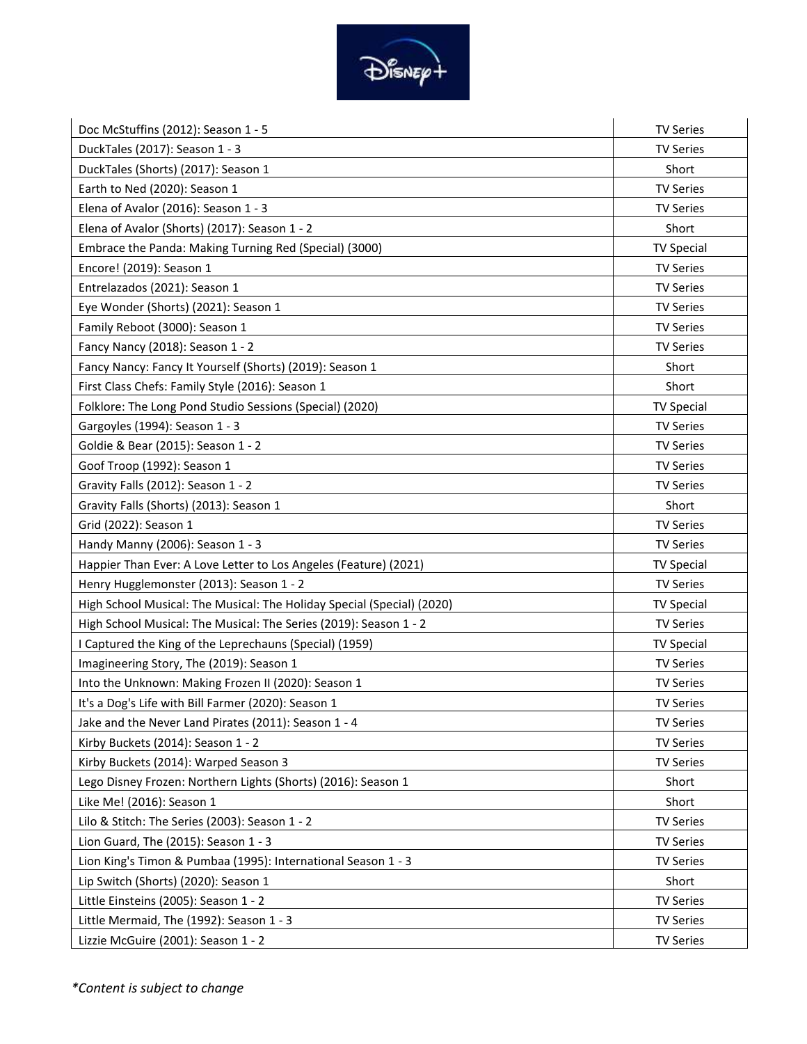| | |
|---|---|
| Doc McStuffins (2012): Season 1 - 5 | TV Series |
| DuckTales (2017): Season 1 - 3 | TV Series |
| DuckTales (Shorts) (2017): Season 1 | Short |
| Earth to Ned (2020): Season 1 | TV Series |
| Elena of Avalor (2016): Season 1 - 3 | TV Series |
| Elena of Avalor (Shorts) (2017): Season 1 - 2 | Short |
| Embrace the Panda: Making Turning Red (Special) (3000) | TV Special |
| Encore! (2019): Season 1 | TV Series |
| Entrelazados (2021): Season 1 | TV Series |
| Eye Wonder (Shorts) (2021): Season 1 | TV Series |
| Family Reboot (3000): Season 1 | TV Series |
| Fancy Nancy (2018): Season 1 - 2 | TV Series |
| Fancy Nancy: Fancy It Yourself (Shorts) (2019): Season 1 | Short |
| First Class Chefs: Family Style (2016): Season 1 | Short |
| Folklore: The Long Pond Studio Sessions (Special) (2020) | TV Special |
| Gargoyles (1994): Season 1 - 3 | TV Series |
| Goldie & Bear (2015): Season 1 - 2 | TV Series |
| Goof Troop (1992): Season 1 | TV Series |
| Gravity Falls (2012): Season 1 - 2 | TV Series |
| Gravity Falls (Shorts) (2013): Season 1 | Short |
| Grid (2022): Season 1 | TV Series |
| Handy Manny (2006): Season 1 - 3 | TV Series |
| Happier Than Ever: A Love Letter to Los Angeles (Feature) (2021) | TV Special |
| Henry Hugglemonster (2013): Season 1 - 2 | TV Series |
| High School Musical: The Musical: The Holiday Special (Special) (2020) | TV Special |
| High School Musical: The Musical: The Series (2019): Season 1 - 2 | TV Series |
| I Captured the King of the Leprechauns (Special) (1959) | TV Special |
| Imagineering Story, The (2019): Season 1 | TV Series |
| Into the Unknown: Making Frozen II (2020): Season 1 | TV Series |
| It's a Dog's Life with Bill Farmer (2020): Season 1 | TV Series |
| Jake and the Never Land Pirates (2011): Season 1 - 4 | TV Series |
| Kirby Buckets (2014): Season 1 - 2 | TV Series |
| Kirby Buckets (2014): Warped Season 3 | TV Series |
| Lego Disney Frozen: Northern Lights (Shorts) (2016): Season 1 | Short |
| Like Me! (2016): Season 1 | Short |
| Lilo & Stitch: The Series (2003): Season 1 - 2 | TV Series |
| Lion Guard, The (2015): Season 1 - 3 | TV Series |
| Lion King's Timon & Pumbaa (1995): International Season 1 - 3 | TV Series |
| Lip Switch (Shorts) (2020): Season 1 | Short |
| Little Einsteins (2005): Season 1 - 2 | TV Series |
| Little Mermaid, The (1992): Season 1 - 3 | TV Series |
| Lizzie McGuire (2001): Season 1 - 2 | TV Series |

*\*Content is subject to change*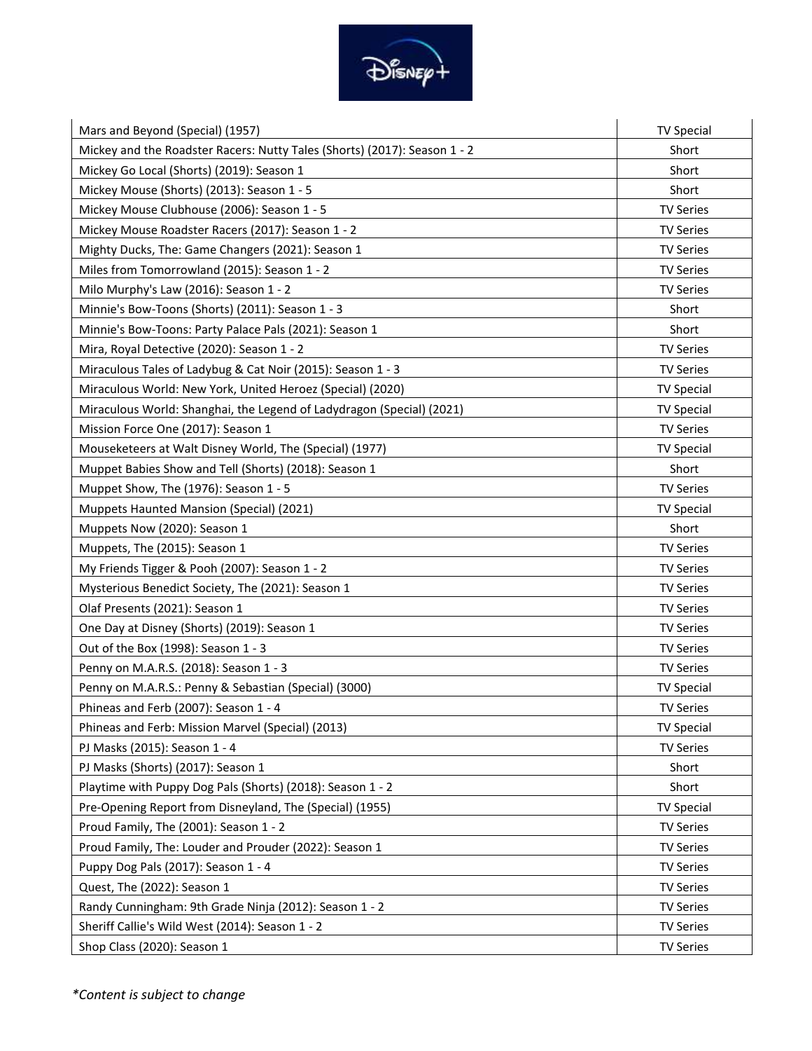| | |
|---|---|
| Mars and Beyond (Special) (1957) | TV Special |
| Mickey and the Roadster Racers: Nutty Tales (Shorts) (2017): Season 1 - 2 | Short |
| Mickey Go Local (Shorts) (2019): Season 1 | Short |
| Mickey Mouse (Shorts) (2013): Season 1 - 5 | Short |
| Mickey Mouse Clubhouse (2006): Season 1 - 5 | TV Series |
| Mickey Mouse Roadster Racers (2017): Season 1 - 2 | TV Series |
| Mighty Ducks, The: Game Changers (2021): Season 1 | TV Series |
| Miles from Tomorrowland (2015): Season 1 - 2 | TV Series |
| Milo Murphy's Law (2016): Season 1 - 2 | TV Series |
| Minnie's Bow-Toons (Shorts) (2011): Season 1 - 3 | Short |
| Minnie's Bow-Toons: Party Palace Pals (2021): Season 1 | Short |
| Mira, Royal Detective (2020): Season 1 - 2 | TV Series |
| Miraculous Tales of Ladybug & Cat Noir (2015): Season 1 - 3 | TV Series |
| Miraculous World: New York, United Heroez (Special) (2020) | TV Special |
| Miraculous World: Shanghai, the Legend of Ladydragon (Special) (2021) | TV Special |
| Mission Force One (2017): Season 1 | TV Series |
| Mouseketeers at Walt Disney World, The (Special) (1977) | TV Special |
| Muppet Babies Show and Tell (Shorts) (2018): Season 1 | Short |
| Muppet Show, The (1976): Season 1 - 5 | TV Series |
| Muppets Haunted Mansion (Special) (2021) | TV Special |
| Muppets Now (2020): Season 1 | Short |
| Muppets, The (2015): Season 1 | TV Series |
| My Friends Tigger & Pooh (2007): Season 1 - 2 | TV Series |
| Mysterious Benedict Society, The (2021): Season 1 | TV Series |
| Olaf Presents (2021): Season 1 | TV Series |
| One Day at Disney (Shorts) (2019): Season 1 | TV Series |
| Out of the Box (1998): Season 1 - 3 | TV Series |
| Penny on M.A.R.S. (2018): Season 1 - 3 | TV Series |
| Penny on M.A.R.S.: Penny & Sebastian (Special) (3000) | TV Special |
| Phineas and Ferb (2007): Season 1 - 4 | TV Series |
| Phineas and Ferb: Mission Marvel (Special) (2013) | TV Special |
| PJ Masks (2015): Season 1 - 4 | TV Series |
| PJ Masks (Shorts) (2017): Season 1 | Short |
| Playtime with Puppy Dog Pals (Shorts) (2018): Season 1 - 2 | Short |
| Pre-Opening Report from Disneyland, The (Special) (1955) | TV Special |
| Proud Family, The (2001): Season 1 - 2 | TV Series |
| Proud Family, The: Louder and Prouder (2022): Season 1 | TV Series |
| Puppy Dog Pals (2017): Season 1 - 4 | TV Series |
| Quest, The (2022): Season 1 | TV Series |
| Randy Cunningham: 9th Grade Ninja (2012): Season 1 - 2 | TV Series |
| Sheriff Callie's Wild West (2014): Season 1 - 2 | TV Series |
| Shop Class (2020): Season 1 | TV Series |

*Content is subject to change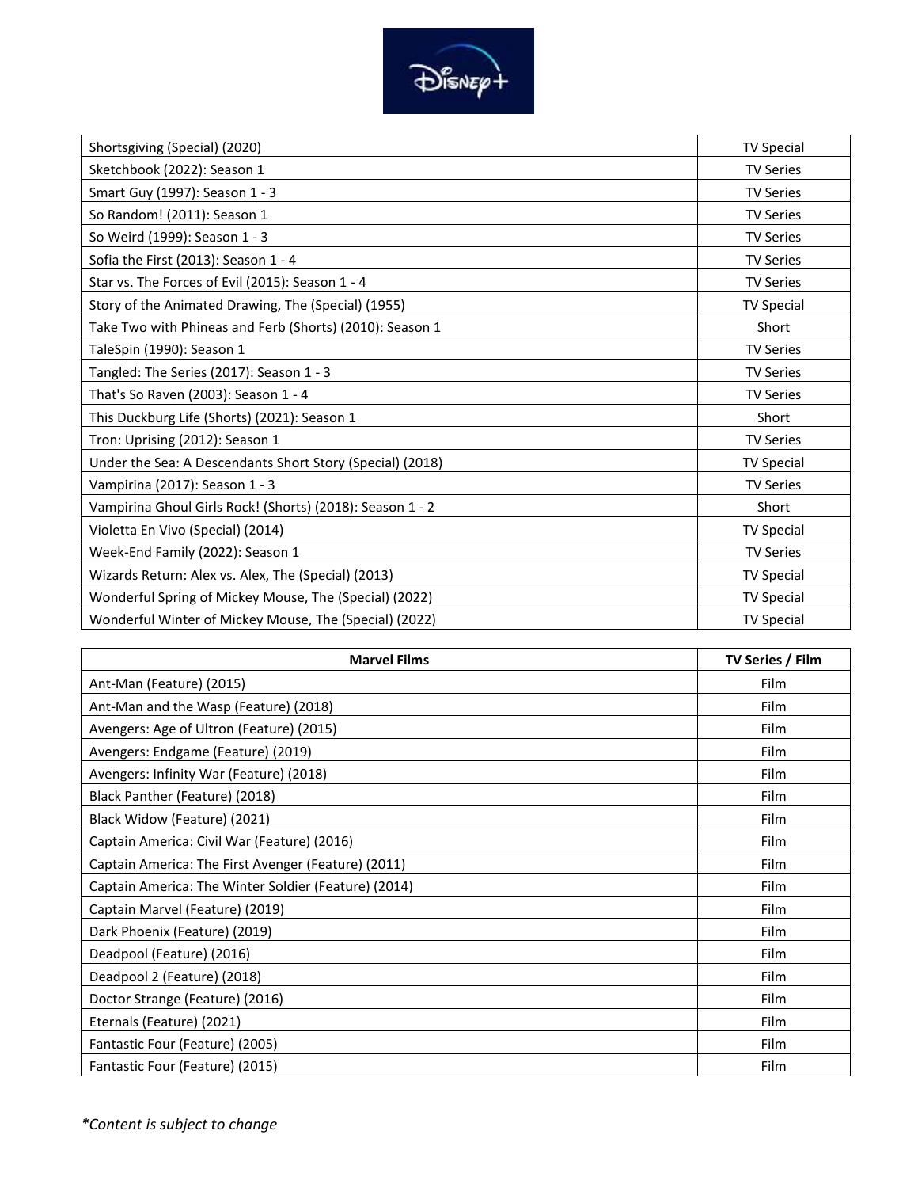| | |
|---|---|
| Shortsgiving (Special) (2020) | TV Special |
| Sketchbook (2022): Season 1 | TV Series |
| Smart Guy (1997): Season 1 - 3 | TV Series |
| So Random! (2011): Season 1 | TV Series |
| So Weird (1999): Season 1 - 3 | TV Series |
| Sofia the First (2013): Season 1 - 4 | TV Series |
| Star vs. The Forces of Evil (2015): Season 1 - 4 | TV Series |
| Story of the Animated Drawing, The (Special) (1955) | TV Special |
| Take Two with Phineas and Ferb (Shorts) (2010): Season 1 | Short |
| TaleSpin (1990): Season 1 | TV Series |
| Tangled: The Series (2017): Season 1 - 3 | TV Series |
| That's So Raven (2003): Season 1 - 4 | TV Series |
| This Duckburg Life (Shorts) (2021): Season 1 | Short |
| Tron: Uprising (2012): Season 1 | TV Series |
| Under the Sea: A Descendants Short Story (Special) (2018) | TV Special |
| Vampirina (2017): Season 1 - 3 | TV Series |
| Vampirina Ghoul Girls Rock! (Shorts) (2018): Season 1 - 2 | Short |
| Violetta En Vivo (Special) (2014) | TV Special |
| Week-End Family (2022): Season 1 | TV Series |
| Wizards Return: Alex vs. Alex, The (Special) (2013) | TV Special |
| Wonderful Spring of Mickey Mouse, The (Special) (2022) | TV Special |
| Wonderful Winter of Mickey Mouse, The (Special) (2022) | TV Special |

| Marvel Films | TV Series / Film |
|---|---|
| Ant-Man (Feature) (2015) | Film |
| Ant-Man and the Wasp (Feature) (2018) | Film |
| Avengers: Age of Ultron (Feature) (2015) | Film |
| Avengers: Endgame (Feature) (2019) | Film |
| Avengers: Infinity War (Feature) (2018) | Film |
| Black Panther (Feature) (2018) | Film |
| Black Widow (Feature) (2021) | Film |
| Captain America: Civil War (Feature) (2016) | Film |
| Captain America: The First Avenger (Feature) (2011) | Film |
| Captain America: The Winter Soldier (Feature) (2014) | Film |
| Captain Marvel (Feature) (2019) | Film |
| Dark Phoenix (Feature) (2019) | Film |
| Deadpool (Feature) (2016) | Film |
| Deadpool 2 (Feature) (2018) | Film |
| Doctor Strange (Feature) (2016) | Film |
| Eternals (Feature) (2021) | Film |
| Fantastic Four (Feature) (2005) | Film |
| Fantastic Four (Feature) (2015) | Film |

*\*Content is subject to change*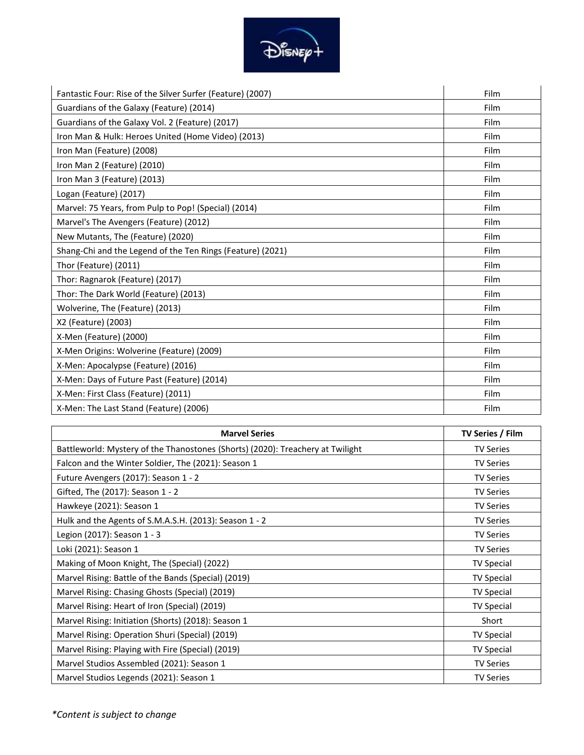| | |
|---|---|
| Fantastic Four: Rise of the Silver Surfer (Feature) (2007) | Film |
| Guardians of the Galaxy (Feature) (2014) | Film |
| Guardians of the Galaxy Vol. 2 (Feature) (2017) | Film |
| Iron Man & Hulk: Heroes United (Home Video) (2013) | Film |
| Iron Man (Feature) (2008) | Film |
| Iron Man 2 (Feature) (2010) | Film |
| Iron Man 3 (Feature) (2013) | Film |
| Logan (Feature) (2017) | Film |
| Marvel: 75 Years, from Pulp to Pop! (Special) (2014) | Film |
| Marvel's The Avengers (Feature) (2012) | Film |
| New Mutants, The (Feature) (2020) | Film |
| Shang-Chi and the Legend of the Ten Rings (Feature) (2021) | Film |
| Thor (Feature) (2011) | Film |
| Thor: Ragnarok (Feature) (2017) | Film |
| Thor: The Dark World (Feature) (2013) | Film |
| Wolverine, The (Feature) (2013) | Film |
| X2 (Feature) (2003) | Film |
| X-Men (Feature) (2000) | Film |
| X-Men Origins: Wolverine (Feature) (2009) | Film |
| X-Men: Apocalypse (Feature) (2016) | Film |
| X-Men: Days of Future Past (Feature) (2014) | Film |
| X-Men: First Class (Feature) (2011) | Film |
| X-Men: The Last Stand (Feature) (2006) | Film |

| **Marvel Series** | **TV Series / Film** |
|---|---|
| Battleworld: Mystery of the Thanostones (Shorts) (2020): Treachery at Twilight | TV Series |
| Falcon and the Winter Soldier, The (2021): Season 1 | TV Series |
| Future Avengers (2017): Season 1 - 2 | TV Series |
| Gifted, The (2017): Season 1 - 2 | TV Series |
| Hawkeye (2021): Season 1 | TV Series |
| Hulk and the Agents of S.M.A.S.H. (2013): Season 1 - 2 | TV Series |
| Legion (2017): Season 1 - 3 | TV Series |
| Loki (2021): Season 1 | TV Series |
| Making of Moon Knight, The (Special) (2022) | TV Special |
| Marvel Rising: Battle of the Bands (Special) (2019) | TV Special |
| Marvel Rising: Chasing Ghosts (Special) (2019) | TV Special |
| Marvel Rising: Heart of Iron (Special) (2019) | TV Special |
| Marvel Rising: Initiation (Shorts) (2018): Season 1 | Short |
| Marvel Rising: Operation Shuri (Special) (2019) | TV Special |
| Marvel Rising: Playing with Fire (Special) (2019) | TV Special |
| Marvel Studios Assembled (2021): Season 1 | TV Series |
| Marvel Studios Legends (2021): Season 1 | TV Series |

*\*Content is subject to change*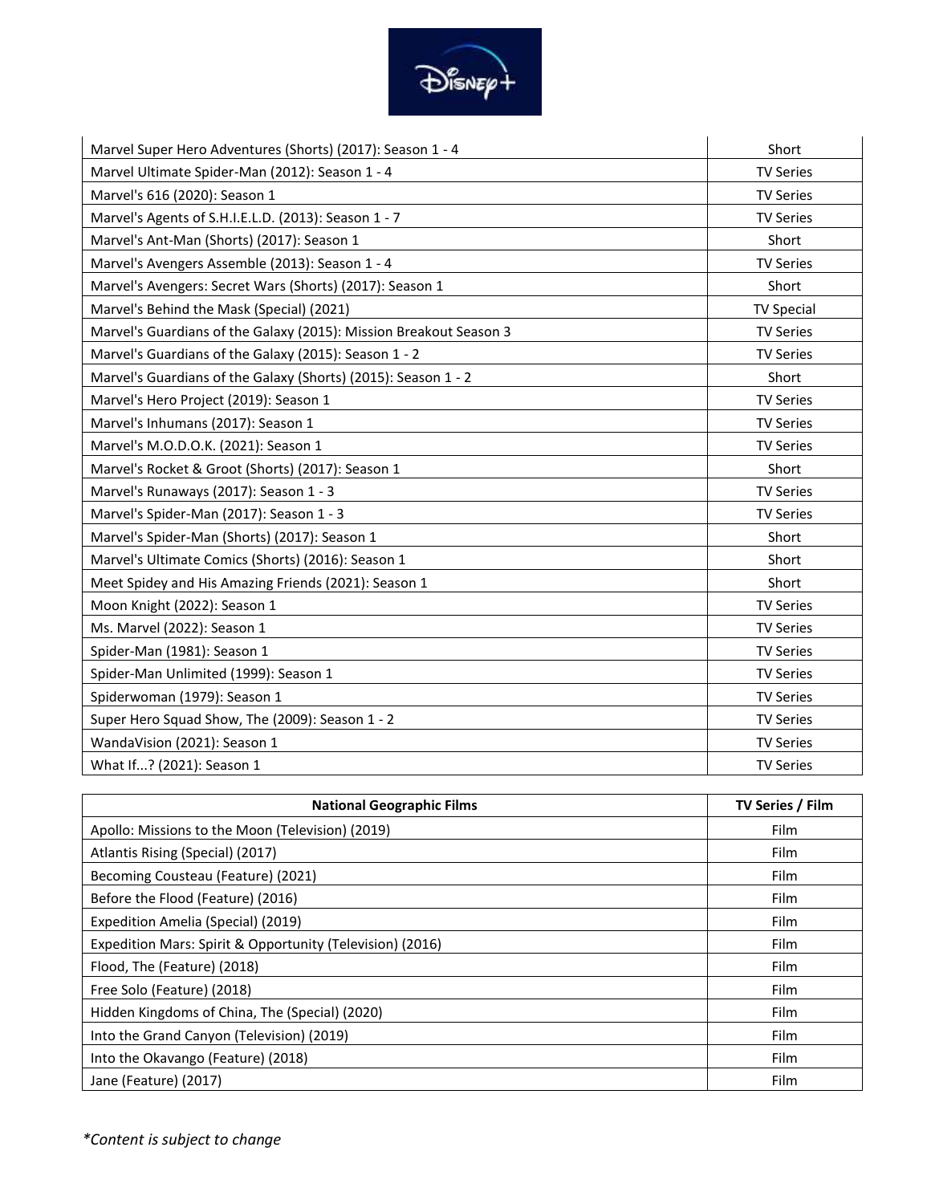| | |
|---|---|
| Marvel Super Hero Adventures (Shorts) (2017): Season 1 - 4 | Short |
| Marvel Ultimate Spider-Man (2012): Season 1 - 4 | TV Series |
| Marvel's 616 (2020): Season 1 | TV Series |
| Marvel's Agents of S.H.I.E.L.D. (2013): Season 1 - 7 | TV Series |
| Marvel's Ant-Man (Shorts) (2017): Season 1 | Short |
| Marvel's Avengers Assemble (2013): Season 1 - 4 | TV Series |
| Marvel's Avengers: Secret Wars (Shorts) (2017): Season 1 | Short |
| Marvel's Behind the Mask (Special) (2021) | TV Special |
| Marvel's Guardians of the Galaxy (2015): Mission Breakout Season 3 | TV Series |
| Marvel's Guardians of the Galaxy (2015): Season 1 - 2 | TV Series |
| Marvel's Guardians of the Galaxy (Shorts) (2015): Season 1 - 2 | Short |
| Marvel's Hero Project (2019): Season 1 | TV Series |
| Marvel's Inhumans (2017): Season 1 | TV Series |
| Marvel's M.O.D.O.K. (2021): Season 1 | TV Series |
| Marvel's Rocket & Groot (Shorts) (2017): Season 1 | Short |
| Marvel's Runaways (2017): Season 1 - 3 | TV Series |
| Marvel's Spider-Man (2017): Season 1 - 3 | TV Series |
| Marvel's Spider-Man (Shorts) (2017): Season 1 | Short |
| Marvel's Ultimate Comics (Shorts) (2016): Season 1 | Short |
| Meet Spidey and His Amazing Friends (2021): Season 1 | Short |
| Moon Knight (2022): Season 1 | TV Series |
| Ms. Marvel (2022): Season 1 | TV Series |
| Spider-Man (1981): Season 1 | TV Series |
| Spider-Man Unlimited (1999): Season 1 | TV Series |
| Spiderwoman (1979): Season 1 | TV Series |
| Super Hero Squad Show, The (2009): Season 1 - 2 | TV Series |
| WandaVision (2021): Season 1 | TV Series |
| What If...? (2021): Season 1 | TV Series |

| National Geographic Films | TV Series / Film |
|---|---|
| Apollo: Missions to the Moon (Television) (2019) | Film |
| Atlantis Rising (Special) (2017) | Film |
| Becoming Cousteau (Feature) (2021) | Film |
| Before the Flood (Feature) (2016) | Film |
| Expedition Amelia (Special) (2019) | Film |
| Expedition Mars: Spirit & Opportunity (Television) (2016) | Film |
| Flood, The (Feature) (2018) | Film |
| Free Solo (Feature) (2018) | Film |
| Hidden Kingdoms of China, The (Special) (2020) | Film |
| Into the Grand Canyon (Television) (2019) | Film |
| Into the Okavango (Feature) (2018) | Film |
| Jane (Feature) (2017) | Film |

*\*Content is subject to change*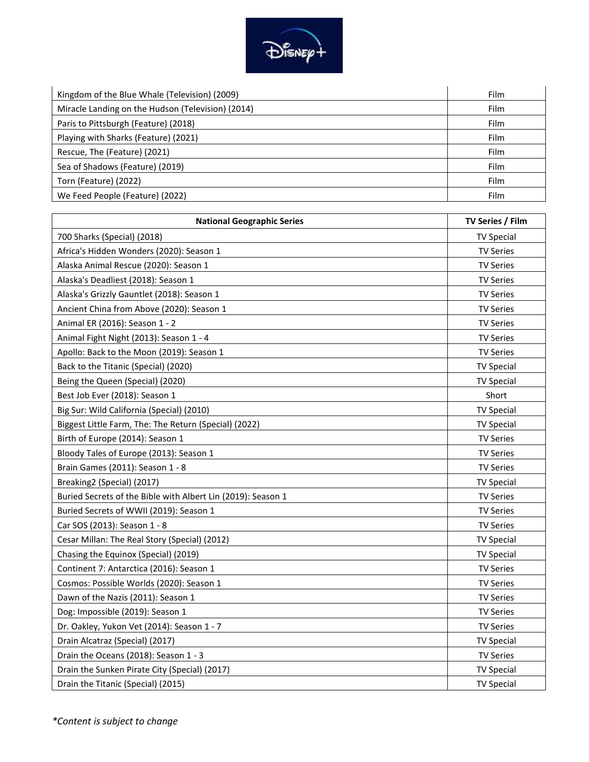| | |
|---|---|
| Kingdom of the Blue Whale (Television) (2009) | Film |
| Miracle Landing on the Hudson (Television) (2014) | Film |
| Paris to Pittsburgh (Feature) (2018) | Film |
| Playing with Sharks (Feature) (2021) | Film |
| Rescue, The (Feature) (2021) | Film |
| Sea of Shadows (Feature) (2019) | Film |
| Torn (Feature) (2022) | Film |
| We Feed People (Feature) (2022) | Film |

| National Geographic Series | TV Series / Film |
|---|---|
| 700 Sharks (Special) (2018) | TV Special |
| Africa's Hidden Wonders (2020): Season 1 | TV Series |
| Alaska Animal Rescue (2020): Season 1 | TV Series |
| Alaska's Deadliest (2018): Season 1 | TV Series |
| Alaska's Grizzly Gauntlet (2018): Season 1 | TV Series |
| Ancient China from Above (2020): Season 1 | TV Series |
| Animal ER (2016): Season 1 - 2 | TV Series |
| Animal Fight Night (2013): Season 1 - 4 | TV Series |
| Apollo: Back to the Moon (2019): Season 1 | TV Series |
| Back to the Titanic (Special) (2020) | TV Special |
| Being the Queen (Special) (2020) | TV Special |
| Best Job Ever (2018): Season 1 | Short |
| Big Sur: Wild California (Special) (2010) | TV Special |
| Biggest Little Farm, The: The Return (Special) (2022) | TV Special |
| Birth of Europe (2014): Season 1 | TV Series |
| Bloody Tales of Europe (2013): Season 1 | TV Series |
| Brain Games (2011): Season 1 - 8 | TV Series |
| Breaking2 (Special) (2017) | TV Special |
| Buried Secrets of the Bible with Albert Lin (2019): Season 1 | TV Series |
| Buried Secrets of WWII (2019): Season 1 | TV Series |
| Car SOS (2013): Season 1 - 8 | TV Series |
| Cesar Millan: The Real Story (Special) (2012) | TV Special |
| Chasing the Equinox (Special) (2019) | TV Special |
| Continent 7: Antarctica (2016): Season 1 | TV Series |
| Cosmos: Possible Worlds (2020): Season 1 | TV Series |
| Dawn of the Nazis (2011): Season 1 | TV Series |
| Dog: Impossible (2019): Season 1 | TV Series |
| Dr. Oakley, Yukon Vet (2014): Season 1 - 7 | TV Series |
| Drain Alcatraz (Special) (2017) | TV Special |
| Drain the Oceans (2018): Season 1 - 3 | TV Series |
| Drain the Sunken Pirate City (Special) (2017) | TV Special |
| Drain the Titanic (Special) (2015) | TV Special |

*\*Content is subject to change*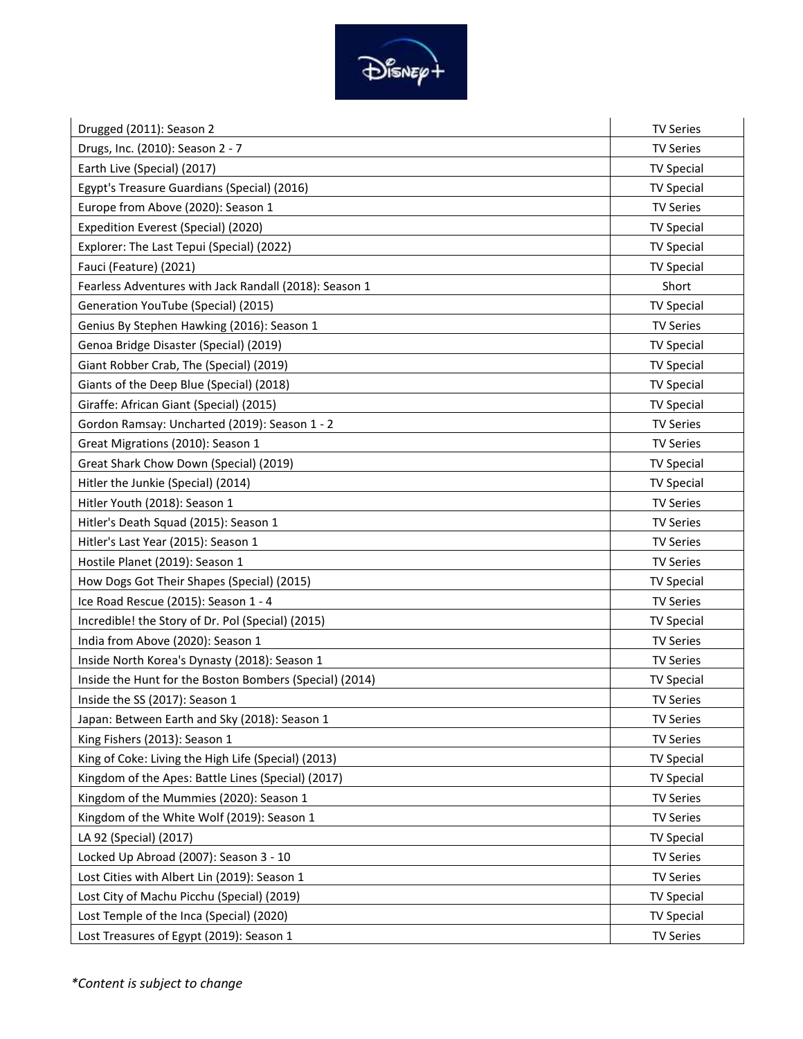| | |
|---|---|
| Drugged (2011): Season 2 | TV Series |
| Drugs, Inc. (2010): Season 2 - 7 | TV Series |
| Earth Live (Special) (2017) | TV Special |
| Egypt's Treasure Guardians (Special) (2016) | TV Special |
| Europe from Above (2020): Season 1 | TV Series |
| Expedition Everest (Special) (2020) | TV Special |
| Explorer: The Last Tepui (Special) (2022) | TV Special |
| Fauci (Feature) (2021) | TV Special |
| Fearless Adventures with Jack Randall (2018): Season 1 | Short |
| Generation YouTube (Special) (2015) | TV Special |
| Genius By Stephen Hawking (2016): Season 1 | TV Series |
| Genoa Bridge Disaster (Special) (2019) | TV Special |
| Giant Robber Crab, The (Special) (2019) | TV Special |
| Giants of the Deep Blue (Special) (2018) | TV Special |
| Giraffe: African Giant (Special) (2015) | TV Special |
| Gordon Ramsay: Uncharted (2019): Season 1 - 2 | TV Series |
| Great Migrations (2010): Season 1 | TV Series |
| Great Shark Chow Down (Special) (2019) | TV Special |
| Hitler the Junkie (Special) (2014) | TV Special |
| Hitler Youth (2018): Season 1 | TV Series |
| Hitler's Death Squad (2015): Season 1 | TV Series |
| Hitler's Last Year (2015): Season 1 | TV Series |
| Hostile Planet (2019): Season 1 | TV Series |
| How Dogs Got Their Shapes (Special) (2015) | TV Special |
| Ice Road Rescue (2015): Season 1 - 4 | TV Series |
| Incredible! the Story of Dr. Pol (Special) (2015) | TV Special |
| India from Above (2020): Season 1 | TV Series |
| Inside North Korea's Dynasty (2018): Season 1 | TV Series |
| Inside the Hunt for the Boston Bombers (Special) (2014) | TV Special |
| Inside the SS (2017): Season 1 | TV Series |
| Japan: Between Earth and Sky (2018): Season 1 | TV Series |
| King Fishers (2013): Season 1 | TV Series |
| King of Coke: Living the High Life (Special) (2013) | TV Special |
| Kingdom of the Apes: Battle Lines (Special) (2017) | TV Special |
| Kingdom of the Mummies (2020): Season 1 | TV Series |
| Kingdom of the White Wolf (2019): Season 1 | TV Series |
| LA 92 (Special) (2017) | TV Special |
| Locked Up Abroad (2007): Season 3 - 10 | TV Series |
| Lost Cities with Albert Lin (2019): Season 1 | TV Series |
| Lost City of Machu Picchu (Special) (2019) | TV Special |
| Lost Temple of the Inca (Special) (2020) | TV Special |
| Lost Treasures of Egypt (2019): Season 1 | TV Series |

*Content is subject to change*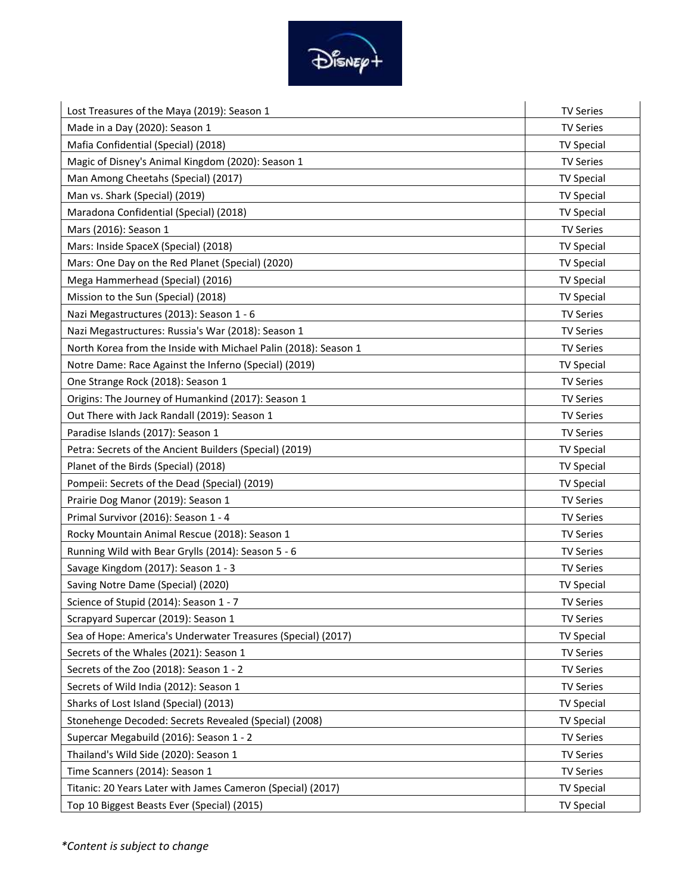| | |
|---|---|
| Lost Treasures of the Maya (2019): Season 1 | TV Series |
| Made in a Day (2020): Season 1 | TV Series |
| Mafia Confidential (Special) (2018) | TV Special |
| Magic of Disney's Animal Kingdom (2020): Season 1 | TV Series |
| Man Among Cheetahs (Special) (2017) | TV Special |
| Man vs. Shark (Special) (2019) | TV Special |
| Maradona Confidential (Special) (2018) | TV Special |
| Mars (2016): Season 1 | TV Series |
| Mars: Inside SpaceX (Special) (2018) | TV Special |
| Mars: One Day on the Red Planet (Special) (2020) | TV Special |
| Mega Hammerhead (Special) (2016) | TV Special |
| Mission to the Sun (Special) (2018) | TV Special |
| Nazi Megastructures (2013): Season 1 - 6 | TV Series |
| Nazi Megastructures: Russia's War (2018): Season 1 | TV Series |
| North Korea from the Inside with Michael Palin (2018): Season 1 | TV Series |
| Notre Dame: Race Against the Inferno (Special) (2019) | TV Special |
| One Strange Rock (2018): Season 1 | TV Series |
| Origins: The Journey of Humankind (2017): Season 1 | TV Series |
| Out There with Jack Randall (2019): Season 1 | TV Series |
| Paradise Islands (2017): Season 1 | TV Series |
| Petra: Secrets of the Ancient Builders (Special) (2019) | TV Special |
| Planet of the Birds (Special) (2018) | TV Special |
| Pompeii: Secrets of the Dead (Special) (2019) | TV Special |
| Prairie Dog Manor (2019): Season 1 | TV Series |
| Primal Survivor (2016): Season 1 - 4 | TV Series |
| Rocky Mountain Animal Rescue (2018): Season 1 | TV Series |
| Running Wild with Bear Grylls (2014): Season 5 - 6 | TV Series |
| Savage Kingdom (2017): Season 1 - 3 | TV Series |
| Saving Notre Dame (Special) (2020) | TV Special |
| Science of Stupid (2014): Season 1 - 7 | TV Series |
| Scrapyard Supercar (2019): Season 1 | TV Series |
| Sea of Hope: America's Underwater Treasures (Special) (2017) | TV Special |
| Secrets of the Whales (2021): Season 1 | TV Series |
| Secrets of the Zoo (2018): Season 1 - 2 | TV Series |
| Secrets of Wild India (2012): Season 1 | TV Series |
| Sharks of Lost Island (Special) (2013) | TV Special |
| Stonehenge Decoded: Secrets Revealed (Special) (2008) | TV Special |
| Supercar Megabuild (2016): Season 1 - 2 | TV Series |
| Thailand's Wild Side (2020): Season 1 | TV Series |
| Time Scanners (2014): Season 1 | TV Series |
| Titanic: 20 Years Later with James Cameron (Special) (2017) | TV Special |
| Top 10 Biggest Beasts Ever (Special) (2015) | TV Special |

*\*Content is subject to change*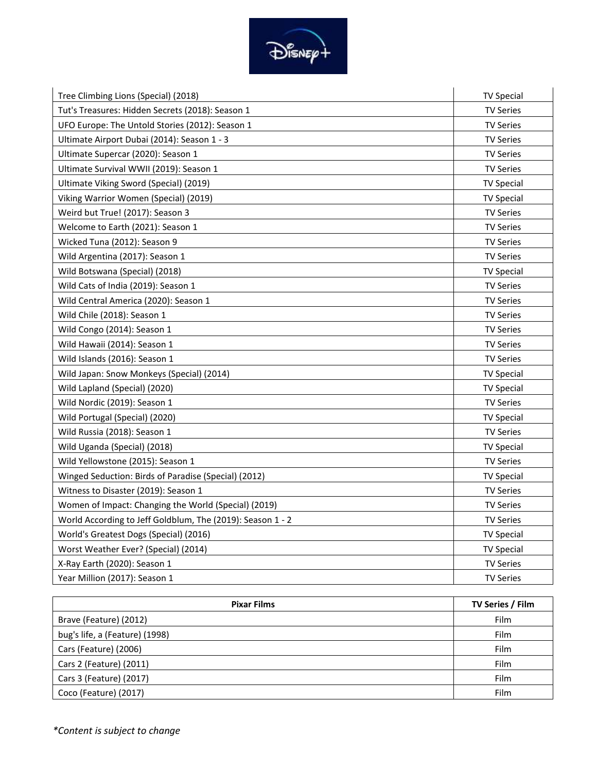| | |
|---|---|
| Tree Climbing Lions (Special) (2018) | TV Special |
| Tut's Treasures: Hidden Secrets (2018): Season 1 | TV Series |
| UFO Europe: The Untold Stories (2012): Season 1 | TV Series |
| Ultimate Airport Dubai (2014): Season 1 - 3 | TV Series |
| Ultimate Supercar (2020): Season 1 | TV Series |
| Ultimate Survival WWII (2019): Season 1 | TV Series |
| Ultimate Viking Sword (Special) (2019) | TV Special |
| Viking Warrior Women (Special) (2019) | TV Special |
| Weird but True! (2017): Season 3 | TV Series |
| Welcome to Earth (2021): Season 1 | TV Series |
| Wicked Tuna (2012): Season 9 | TV Series |
| Wild Argentina (2017): Season 1 | TV Series |
| Wild Botswana (Special) (2018) | TV Special |
| Wild Cats of India (2019): Season 1 | TV Series |
| Wild Central America (2020): Season 1 | TV Series |
| Wild Chile (2018): Season 1 | TV Series |
| Wild Congo (2014): Season 1 | TV Series |
| Wild Hawaii (2014): Season 1 | TV Series |
| Wild Islands (2016): Season 1 | TV Series |
| Wild Japan: Snow Monkeys (Special) (2014) | TV Special |
| Wild Lapland (Special) (2020) | TV Special |
| Wild Nordic (2019): Season 1 | TV Series |
| Wild Portugal (Special) (2020) | TV Special |
| Wild Russia (2018): Season 1 | TV Series |
| Wild Uganda (Special) (2018) | TV Special |
| Wild Yellowstone (2015): Season 1 | TV Series |
| Winged Seduction: Birds of Paradise (Special) (2012) | TV Special |
| Witness to Disaster (2019): Season 1 | TV Series |
| Women of Impact: Changing the World (Special) (2019) | TV Series |
| World According to Jeff Goldblum, The (2019): Season 1 - 2 | TV Series |
| World's Greatest Dogs (Special) (2016) | TV Special |
| Worst Weather Ever? (Special) (2014) | TV Special |
| X-Ray Earth (2020): Season 1 | TV Series |
| Year Million (2017): Season 1 | TV Series |

| Pixar Films | TV Series / Film |
|---|---|
| Brave (Feature) (2012) | Film |
| bug's life, a (Feature) (1998) | Film |
| Cars (Feature) (2006) | Film |
| Cars 2 (Feature) (2011) | Film |
| Cars 3 (Feature) (2017) | Film |
| Coco (Feature) (2017) | Film |

*\*Content is subject to change*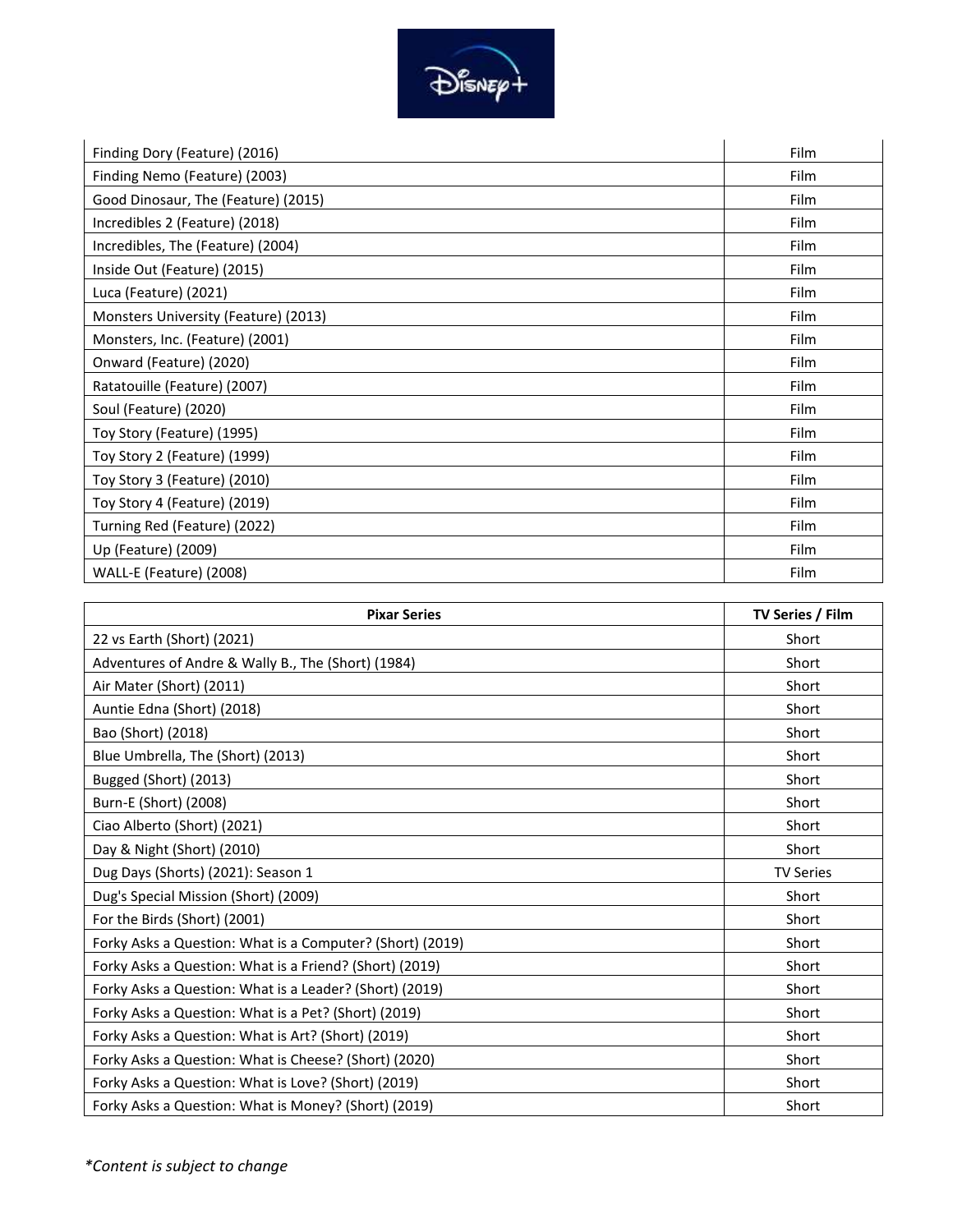| | |
|---|---|
| Finding Dory (Feature) (2016) | Film |
| Finding Nemo (Feature) (2003) | Film |
| Good Dinosaur, The (Feature) (2015) | Film |
| Incredibles 2 (Feature) (2018) | Film |
| Incredibles, The (Feature) (2004) | Film |
| Inside Out (Feature) (2015) | Film |
| Luca (Feature) (2021) | Film |
| Monsters University (Feature) (2013) | Film |
| Monsters, Inc. (Feature) (2001) | Film |
| Onward (Feature) (2020) | Film |
| Ratatouille (Feature) (2007) | Film |
| Soul (Feature) (2020) | Film |
| Toy Story (Feature) (1995) | Film |
| Toy Story 2 (Feature) (1999) | Film |
| Toy Story 3 (Feature) (2010) | Film |
| Toy Story 4 (Feature) (2019) | Film |
| Turning Red (Feature) (2022) | Film |
| Up (Feature) (2009) | Film |
| WALL-E (Feature) (2008) | Film |

| Pixar Series | TV Series / Film |
|---|---|
| 22 vs Earth (Short) (2021) | Short |
| Adventures of Andre & Wally B., The (Short) (1984) | Short |
| Air Mater (Short) (2011) | Short |
| Auntie Edna (Short) (2018) | Short |
| Bao (Short) (2018) | Short |
| Blue Umbrella, The (Short) (2013) | Short |
| Bugged (Short) (2013) | Short |
| Burn-E (Short) (2008) | Short |
| Ciao Alberto (Short) (2021) | Short |
| Day & Night (Short) (2010) | Short |
| Dug Days (Shorts) (2021): Season 1 | TV Series |
| Dug's Special Mission (Short) (2009) | Short |
| For the Birds (Short) (2001) | Short |
| Forky Asks a Question: What is a Computer? (Short) (2019) | Short |
| Forky Asks a Question: What is a Friend? (Short) (2019) | Short |
| Forky Asks a Question: What is a Leader? (Short) (2019) | Short |
| Forky Asks a Question: What is a Pet? (Short) (2019) | Short |
| Forky Asks a Question: What is Art? (Short) (2019) | Short |
| Forky Asks a Question: What is Cheese? (Short) (2020) | Short |
| Forky Asks a Question: What is Love? (Short) (2019) | Short |
| Forky Asks a Question: What is Money? (Short) (2019) | Short |

*\*Content is subject to change*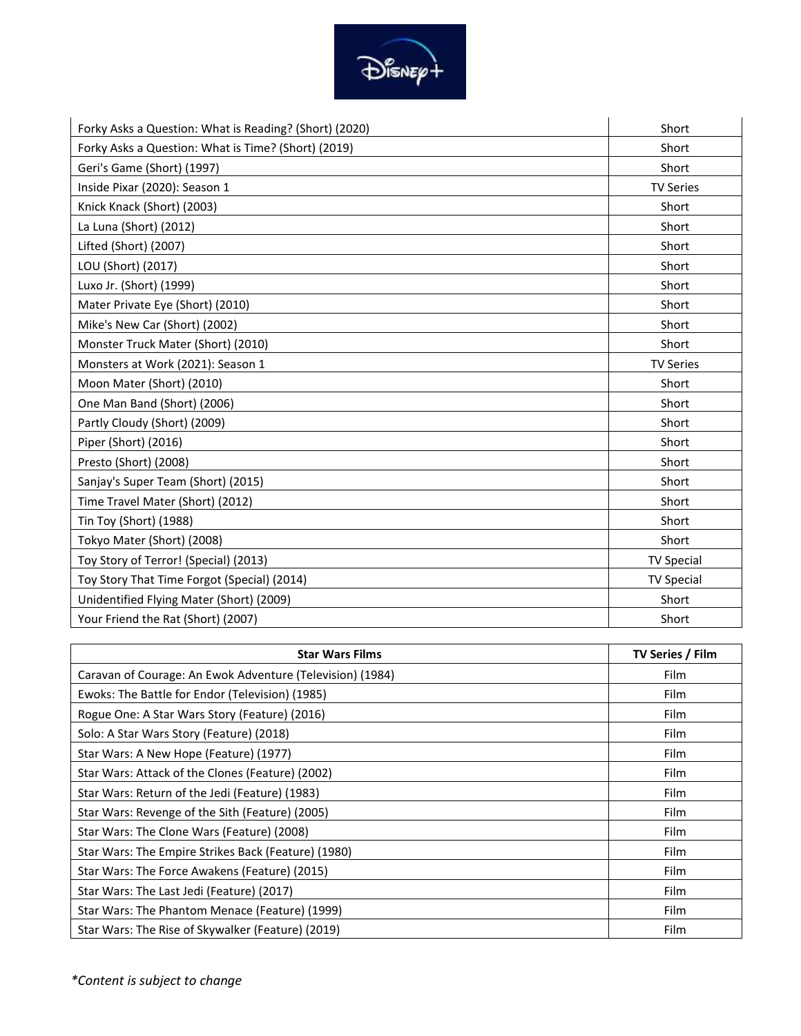| | |
|---|---|
| Forky Asks a Question: What is Reading? (Short) (2020) | Short |
| Forky Asks a Question: What is Time? (Short) (2019) | Short |
| Geri's Game (Short) (1997) | Short |
| Inside Pixar (2020): Season 1 | TV Series |
| Knick Knack (Short) (2003) | Short |
| La Luna (Short) (2012) | Short |
| Lifted (Short) (2007) | Short |
| LOU (Short) (2017) | Short |
| Luxo Jr. (Short) (1999) | Short |
| Mater Private Eye (Short) (2010) | Short |
| Mike's New Car (Short) (2002) | Short |
| Monster Truck Mater (Short) (2010) | Short |
| Monsters at Work (2021): Season 1 | TV Series |
| Moon Mater (Short) (2010) | Short |
| One Man Band (Short) (2006) | Short |
| Partly Cloudy (Short) (2009) | Short |
| Piper (Short) (2016) | Short |
| Presto (Short) (2008) | Short |
| Sanjay's Super Team (Short) (2015) | Short |
| Time Travel Mater (Short) (2012) | Short |
| Tin Toy (Short) (1988) | Short |
| Tokyo Mater (Short) (2008) | Short |
| Toy Story of Terror! (Special) (2013) | TV Special |
| Toy Story That Time Forgot (Special) (2014) | TV Special |
| Unidentified Flying Mater (Short) (2009) | Short |
| Your Friend the Rat (Short) (2007) | Short |

| Star Wars Films | TV Series / Film |
|---|---|
| Caravan of Courage: An Ewok Adventure (Television) (1984) | Film |
| Ewoks: The Battle for Endor (Television) (1985) | Film |
| Rogue One: A Star Wars Story (Feature) (2016) | Film |
| Solo: A Star Wars Story (Feature) (2018) | Film |
| Star Wars: A New Hope (Feature) (1977) | Film |
| Star Wars: Attack of the Clones (Feature) (2002) | Film |
| Star Wars: Return of the Jedi (Feature) (1983) | Film |
| Star Wars: Revenge of the Sith (Feature) (2005) | Film |
| Star Wars: The Clone Wars (Feature) (2008) | Film |
| Star Wars: The Empire Strikes Back (Feature) (1980) | Film |
| Star Wars: The Force Awakens (Feature) (2015) | Film |
| Star Wars: The Last Jedi (Feature) (2017) | Film |
| Star Wars: The Phantom Menace (Feature) (1999) | Film |
| Star Wars: The Rise of Skywalker (Feature) (2019) | Film |

*\*Content is subject to change*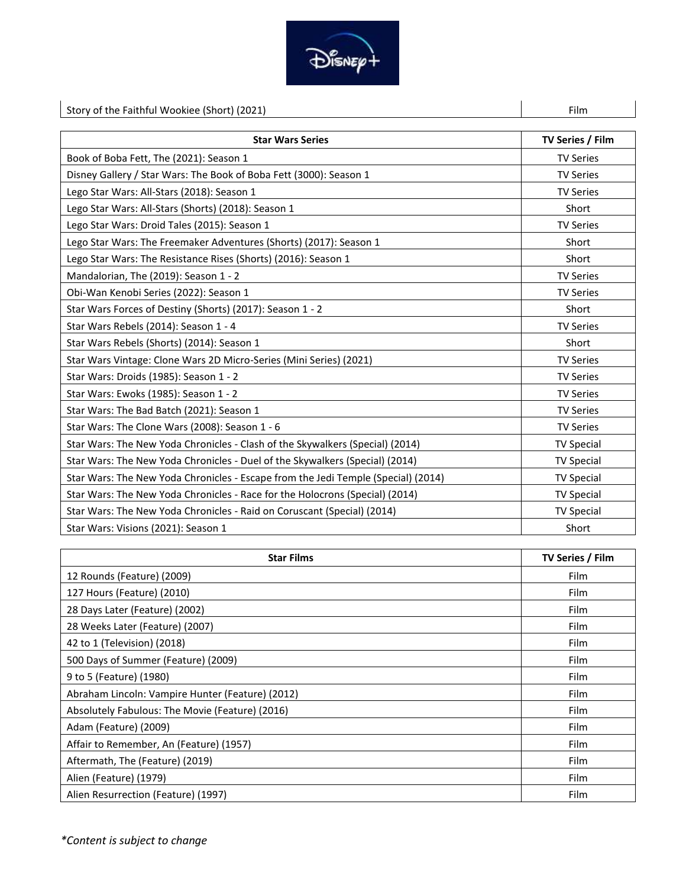| | |
|---|---|
| Story of the Faithful Wookiee (Short) (2021) | Film |

| Star Wars Series | TV Series / Film |
|---|---|
| Book of Boba Fett, The (2021): Season 1 | TV Series |
| Disney Gallery / Star Wars: The Book of Boba Fett (3000): Season 1 | TV Series |
| Lego Star Wars: All-Stars (2018): Season 1 | TV Series |
| Lego Star Wars: All-Stars (Shorts) (2018): Season 1 | Short |
| Lego Star Wars: Droid Tales (2015): Season 1 | TV Series |
| Lego Star Wars: The Freemaker Adventures (Shorts) (2017): Season 1 | Short |
| Lego Star Wars: The Resistance Rises (Shorts) (2016): Season 1 | Short |
| Mandalorian, The (2019): Season 1 - 2 | TV Series |
| Obi-Wan Kenobi Series (2022): Season 1 | TV Series |
| Star Wars Forces of Destiny (Shorts) (2017): Season 1 - 2 | Short |
| Star Wars Rebels (2014): Season 1 - 4 | TV Series |
| Star Wars Rebels (Shorts) (2014): Season 1 | Short |
| Star Wars Vintage: Clone Wars 2D Micro-Series (Mini Series) (2021) | TV Series |
| Star Wars: Droids (1985): Season 1 - 2 | TV Series |
| Star Wars: Ewoks (1985): Season 1 - 2 | TV Series |
| Star Wars: The Bad Batch (2021): Season 1 | TV Series |
| Star Wars: The Clone Wars (2008): Season 1 - 6 | TV Series |
| Star Wars: The New Yoda Chronicles - Clash of the Skywalkers (Special) (2014) | TV Special |
| Star Wars: The New Yoda Chronicles - Duel of the Skywalkers (Special) (2014) | TV Special |
| Star Wars: The New Yoda Chronicles - Escape from the Jedi Temple (Special) (2014) | TV Special |
| Star Wars: The New Yoda Chronicles - Race for the Holocrons (Special) (2014) | TV Special |
| Star Wars: The New Yoda Chronicles - Raid on Coruscant (Special) (2014) | TV Special |
| Star Wars: Visions (2021): Season 1 | Short |

| Star Films | TV Series / Film |
|---|---|
| 12 Rounds (Feature) (2009) | Film |
| 127 Hours (Feature) (2010) | Film |
| 28 Days Later (Feature) (2002) | Film |
| 28 Weeks Later (Feature) (2007) | Film |
| 42 to 1 (Television) (2018) | Film |
| 500 Days of Summer (Feature) (2009) | Film |
| 9 to 5 (Feature) (1980) | Film |
| Abraham Lincoln: Vampire Hunter (Feature) (2012) | Film |
| Absolutely Fabulous: The Movie (Feature) (2016) | Film |
| Adam (Feature) (2009) | Film |
| Affair to Remember, An (Feature) (1957) | Film |
| Aftermath, The (Feature) (2019) | Film |
| Alien (Feature) (1979) | Film |
| Alien Resurrection (Feature) (1997) | Film |

*\*Content is subject to change*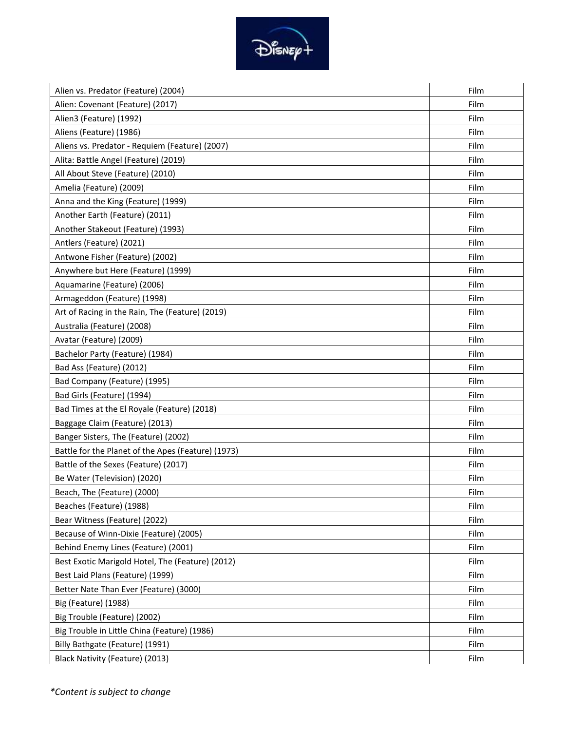| Alien vs. Predator (Feature) (2004) | Film |
|---|---|
| Alien: Covenant (Feature) (2017) | Film |
| Alien3 (Feature) (1992) | Film |
| Aliens (Feature) (1986) | Film |
| Aliens vs. Predator - Requiem (Feature) (2007) | Film |
| Alita: Battle Angel (Feature) (2019) | Film |
| All About Steve (Feature) (2010) | Film |
| Amelia (Feature) (2009) | Film |
| Anna and the King (Feature) (1999) | Film |
| Another Earth (Feature) (2011) | Film |
| Another Stakeout (Feature) (1993) | Film |
| Antlers (Feature) (2021) | Film |
| Antwone Fisher (Feature) (2002) | Film |
| Anywhere but Here (Feature) (1999) | Film |
| Aquamarine (Feature) (2006) | Film |
| Armageddon (Feature) (1998) | Film |
| Art of Racing in the Rain, The (Feature) (2019) | Film |
| Australia (Feature) (2008) | Film |
| Avatar (Feature) (2009) | Film |
| Bachelor Party (Feature) (1984) | Film |
| Bad Ass (Feature) (2012) | Film |
| Bad Company (Feature) (1995) | Film |
| Bad Girls (Feature) (1994) | Film |
| Bad Times at the El Royale (Feature) (2018) | Film |
| Baggage Claim (Feature) (2013) | Film |
| Banger Sisters, The (Feature) (2002) | Film |
| Battle for the Planet of the Apes (Feature) (1973) | Film |
| Battle of the Sexes (Feature) (2017) | Film |
| Be Water (Television) (2020) | Film |
| Beach, The (Feature) (2000) | Film |
| Beaches (Feature) (1988) | Film |
| Bear Witness (Feature) (2022) | Film |
| Because of Winn-Dixie (Feature) (2005) | Film |
| Behind Enemy Lines (Feature) (2001) | Film |
| Best Exotic Marigold Hotel, The (Feature) (2012) | Film |
| Best Laid Plans (Feature) (1999) | Film |
| Better Nate Than Ever (Feature) (3000) | Film |
| Big (Feature) (1988) | Film |
| Big Trouble (Feature) (2002) | Film |
| Big Trouble in Little China (Feature) (1986) | Film |
| Billy Bathgate (Feature) (1991) | Film |
| Black Nativity (Feature) (2013) | Film |

*Content is subject to change*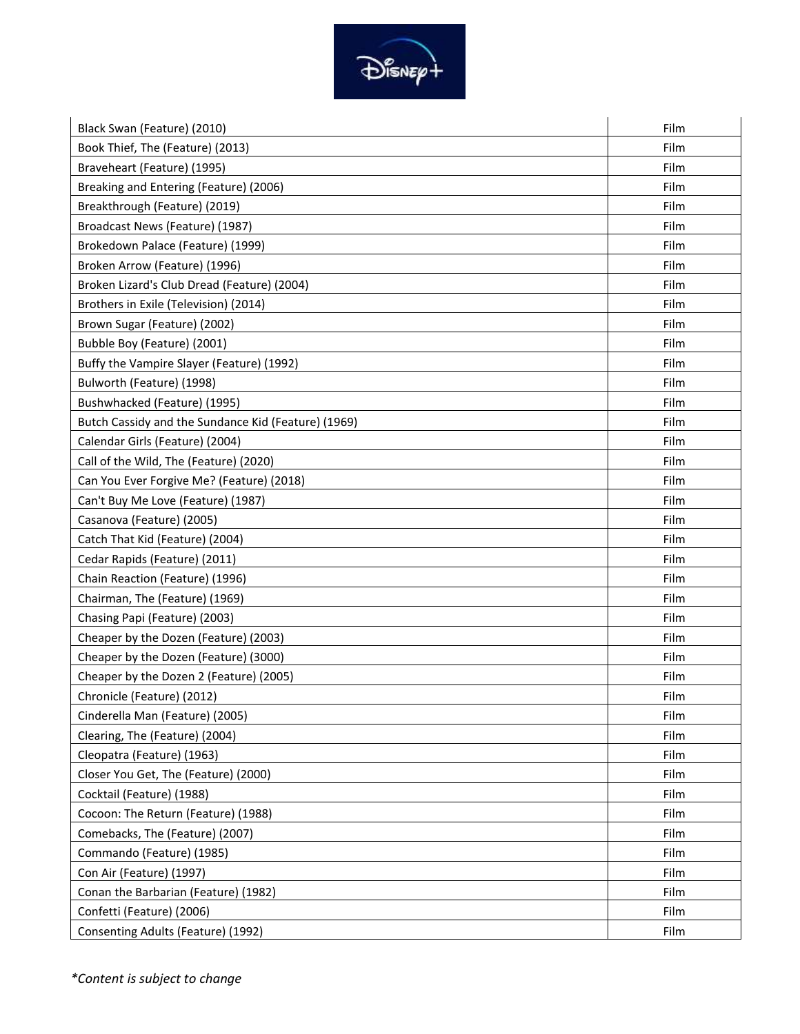| | |
|---|---|
| Black Swan (Feature) (2010) | Film |
| Book Thief, The (Feature) (2013) | Film |
| Braveheart (Feature) (1995) | Film |
| Breaking and Entering (Feature) (2006) | Film |
| Breakthrough (Feature) (2019) | Film |
| Broadcast News (Feature) (1987) | Film |
| Brokedown Palace (Feature) (1999) | Film |
| Broken Arrow (Feature) (1996) | Film |
| Broken Lizard's Club Dread (Feature) (2004) | Film |
| Brothers in Exile (Television) (2014) | Film |
| Brown Sugar (Feature) (2002) | Film |
| Bubble Boy (Feature) (2001) | Film |
| Buffy the Vampire Slayer (Feature) (1992) | Film |
| Bulworth (Feature) (1998) | Film |
| Bushwhacked (Feature) (1995) | Film |
| Butch Cassidy and the Sundance Kid (Feature) (1969) | Film |
| Calendar Girls (Feature) (2004) | Film |
| Call of the Wild, The (Feature) (2020) | Film |
| Can You Ever Forgive Me? (Feature) (2018) | Film |
| Can't Buy Me Love (Feature) (1987) | Film |
| Casanova (Feature) (2005) | Film |
| Catch That Kid (Feature) (2004) | Film |
| Cedar Rapids (Feature) (2011) | Film |
| Chain Reaction (Feature) (1996) | Film |
| Chairman, The (Feature) (1969) | Film |
| Chasing Papi (Feature) (2003) | Film |
| Cheaper by the Dozen (Feature) (2003) | Film |
| Cheaper by the Dozen (Feature) (3000) | Film |
| Cheaper by the Dozen 2 (Feature) (2005) | Film |
| Chronicle (Feature) (2012) | Film |
| Cinderella Man (Feature) (2005) | Film |
| Clearing, The (Feature) (2004) | Film |
| Cleopatra (Feature) (1963) | Film |
| Closer You Get, The (Feature) (2000) | Film |
| Cocktail (Feature) (1988) | Film |
| Cocoon: The Return (Feature) (1988) | Film |
| Comebacks, The (Feature) (2007) | Film |
| Commando (Feature) (1985) | Film |
| Con Air (Feature) (1997) | Film |
| Conan the Barbarian (Feature) (1982) | Film |
| Confetti (Feature) (2006) | Film |
| Consenting Adults (Feature) (1992) | Film |

*Content is subject to change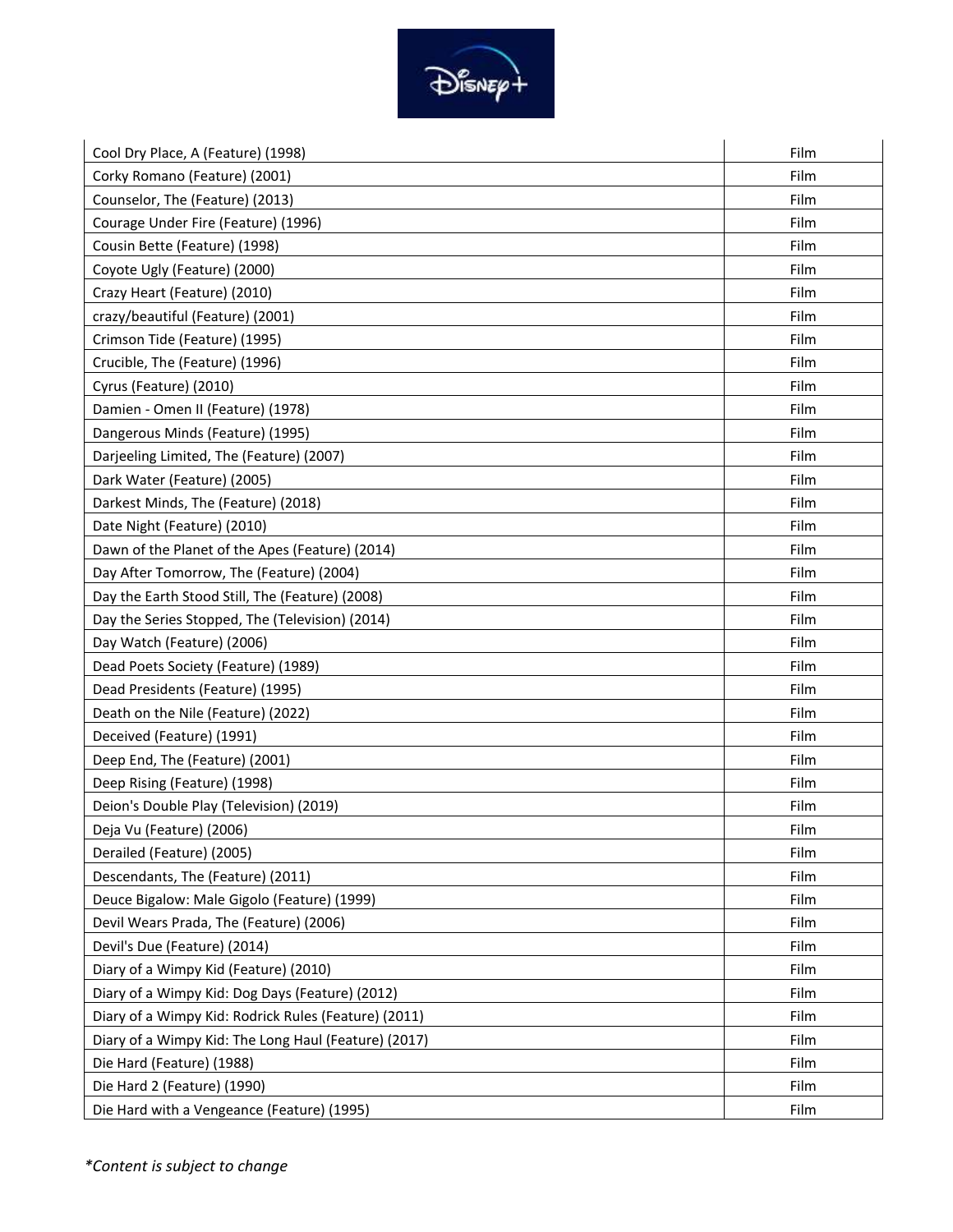| | |
|---|---|
| Cool Dry Place, A (Feature) (1998) | Film |
| Corky Romano (Feature) (2001) | Film |
| Counselor, The (Feature) (2013) | Film |
| Courage Under Fire (Feature) (1996) | Film |
| Cousin Bette (Feature) (1998) | Film |
| Coyote Ugly (Feature) (2000) | Film |
| Crazy Heart (Feature) (2010) | Film |
| crazy/beautiful (Feature) (2001) | Film |
| Crimson Tide (Feature) (1995) | Film |
| Crucible, The (Feature) (1996) | Film |
| Cyrus (Feature) (2010) | Film |
| Damien - Omen II (Feature) (1978) | Film |
| Dangerous Minds (Feature) (1995) | Film |
| Darjeeling Limited, The (Feature) (2007) | Film |
| Dark Water (Feature) (2005) | Film |
| Darkest Minds, The (Feature) (2018) | Film |
| Date Night (Feature) (2010) | Film |
| Dawn of the Planet of the Apes (Feature) (2014) | Film |
| Day After Tomorrow, The (Feature) (2004) | Film |
| Day the Earth Stood Still, The (Feature) (2008) | Film |
| Day the Series Stopped, The (Television) (2014) | Film |
| Day Watch (Feature) (2006) | Film |
| Dead Poets Society (Feature) (1989) | Film |
| Dead Presidents (Feature) (1995) | Film |
| Death on the Nile (Feature) (2022) | Film |
| Deceived (Feature) (1991) | Film |
| Deep End, The (Feature) (2001) | Film |
| Deep Rising (Feature) (1998) | Film |
| Deion's Double Play (Television) (2019) | Film |
| Deja Vu (Feature) (2006) | Film |
| Derailed (Feature) (2005) | Film |
| Descendants, The (Feature) (2011) | Film |
| Deuce Bigalow: Male Gigolo (Feature) (1999) | Film |
| Devil Wears Prada, The (Feature) (2006) | Film |
| Devil's Due (Feature) (2014) | Film |
| Diary of a Wimpy Kid (Feature) (2010) | Film |
| Diary of a Wimpy Kid: Dog Days (Feature) (2012) | Film |
| Diary of a Wimpy Kid: Rodrick Rules (Feature) (2011) | Film |
| Diary of a Wimpy Kid: The Long Haul (Feature) (2017) | Film |
| Die Hard (Feature) (1988) | Film |
| Die Hard 2 (Feature) (1990) | Film |
| Die Hard with a Vengeance (Feature) (1995) | Film |

*Content is subject to change*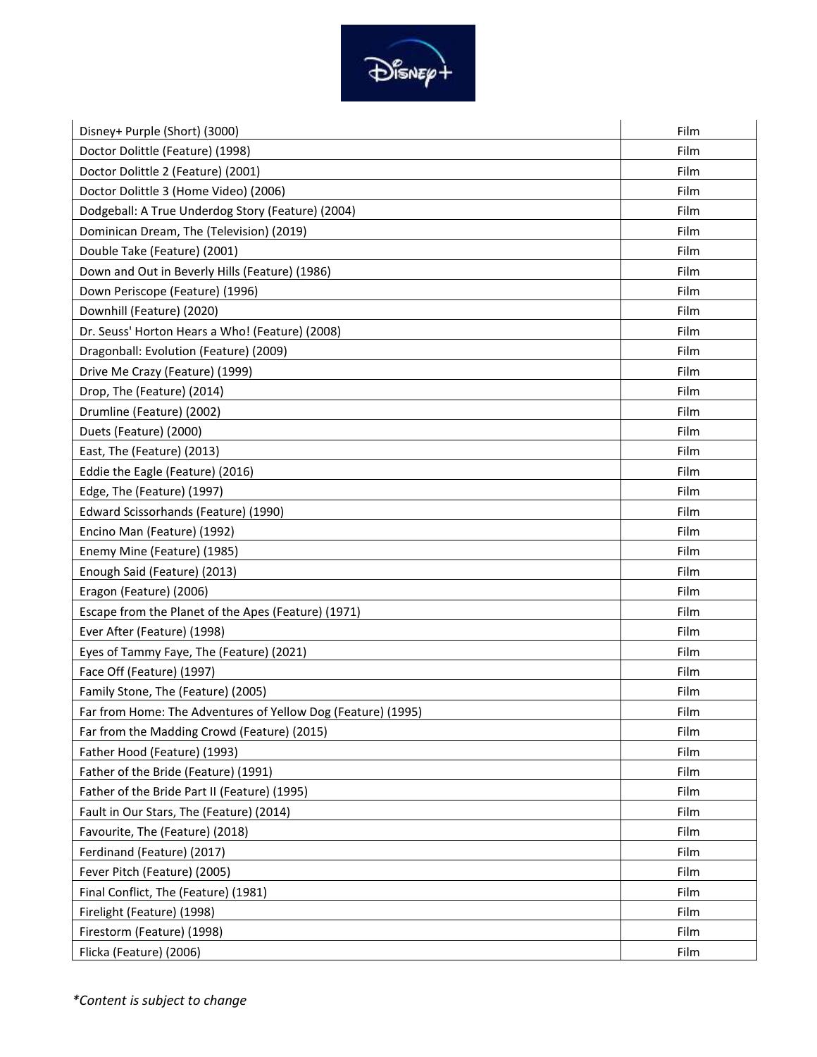| Disney+ Purple (Short) (3000) | Film |
|---|---|
| Doctor Dolittle (Feature) (1998) | Film |
| Doctor Dolittle 2 (Feature) (2001) | Film |
| Doctor Dolittle 3 (Home Video) (2006) | Film |
| Dodgeball: A True Underdog Story (Feature) (2004) | Film |
| Dominican Dream, The (Television) (2019) | Film |
| Double Take (Feature) (2001) | Film |
| Down and Out in Beverly Hills (Feature) (1986) | Film |
| Down Periscope (Feature) (1996) | Film |
| Downhill (Feature) (2020) | Film |
| Dr. Seuss' Horton Hears a Who! (Feature) (2008) | Film |
| Dragonball: Evolution (Feature) (2009) | Film |
| Drive Me Crazy (Feature) (1999) | Film |
| Drop, The (Feature) (2014) | Film |
| Drumline (Feature) (2002) | Film |
| Duets (Feature) (2000) | Film |
| East, The (Feature) (2013) | Film |
| Eddie the Eagle (Feature) (2016) | Film |
| Edge, The (Feature) (1997) | Film |
| Edward Scissorhands (Feature) (1990) | Film |
| Encino Man (Feature) (1992) | Film |
| Enemy Mine (Feature) (1985) | Film |
| Enough Said (Feature) (2013) | Film |
| Eragon (Feature) (2006) | Film |
| Escape from the Planet of the Apes (Feature) (1971) | Film |
| Ever After (Feature) (1998) | Film |
| Eyes of Tammy Faye, The (Feature) (2021) | Film |
| Face Off (Feature) (1997) | Film |
| Family Stone, The (Feature) (2005) | Film |
| Far from Home: The Adventures of Yellow Dog (Feature) (1995) | Film |
| Far from the Madding Crowd (Feature) (2015) | Film |
| Father Hood (Feature) (1993) | Film |
| Father of the Bride (Feature) (1991) | Film |
| Father of the Bride Part II (Feature) (1995) | Film |
| Fault in Our Stars, The (Feature) (2014) | Film |
| Favourite, The (Feature) (2018) | Film |
| Ferdinand (Feature) (2017) | Film |
| Fever Pitch (Feature) (2005) | Film |
| Final Conflict, The (Feature) (1981) | Film |
| Firelight (Feature) (1998) | Film |
| Firestorm (Feature) (1998) | Film |
| Flicka (Feature) (2006) | Film |

*Content is subject to change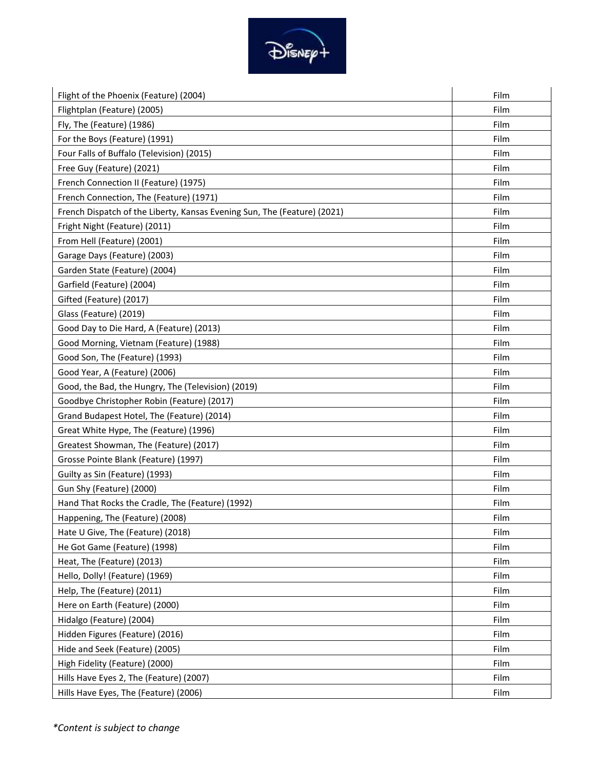| | |
|---|---|
| Flight of the Phoenix (Feature) (2004) | Film |
| Flightplan (Feature) (2005) | Film |
| Fly, The (Feature) (1986) | Film |
| For the Boys (Feature) (1991) | Film |
| Four Falls of Buffalo (Television) (2015) | Film |
| Free Guy (Feature) (2021) | Film |
| French Connection II (Feature) (1975) | Film |
| French Connection, The (Feature) (1971) | Film |
| French Dispatch of the Liberty, Kansas Evening Sun, The (Feature) (2021) | Film |
| Fright Night (Feature) (2011) | Film |
| From Hell (Feature) (2001) | Film |
| Garage Days (Feature) (2003) | Film |
| Garden State (Feature) (2004) | Film |
| Garfield (Feature) (2004) | Film |
| Gifted (Feature) (2017) | Film |
| Glass (Feature) (2019) | Film |
| Good Day to Die Hard, A (Feature) (2013) | Film |
| Good Morning, Vietnam (Feature) (1988) | Film |
| Good Son, The (Feature) (1993) | Film |
| Good Year, A (Feature) (2006) | Film |
| Good, the Bad, the Hungry, The (Television) (2019) | Film |
| Goodbye Christopher Robin (Feature) (2017) | Film |
| Grand Budapest Hotel, The (Feature) (2014) | Film |
| Great White Hype, The (Feature) (1996) | Film |
| Greatest Showman, The (Feature) (2017) | Film |
| Grosse Pointe Blank (Feature) (1997) | Film |
| Guilty as Sin (Feature) (1993) | Film |
| Gun Shy (Feature) (2000) | Film |
| Hand That Rocks the Cradle, The (Feature) (1992) | Film |
| Happening, The (Feature) (2008) | Film |
| Hate U Give, The (Feature) (2018) | Film |
| He Got Game (Feature) (1998) | Film |
| Heat, The (Feature) (2013) | Film |
| Hello, Dolly! (Feature) (1969) | Film |
| Help, The (Feature) (2011) | Film |
| Here on Earth (Feature) (2000) | Film |
| Hidalgo (Feature) (2004) | Film |
| Hidden Figures (Feature) (2016) | Film |
| Hide and Seek (Feature) (2005) | Film |
| High Fidelity (Feature) (2000) | Film |
| Hills Have Eyes 2, The (Feature) (2007) | Film |
| Hills Have Eyes, The (Feature) (2006) | Film |

*\*Content is subject to change*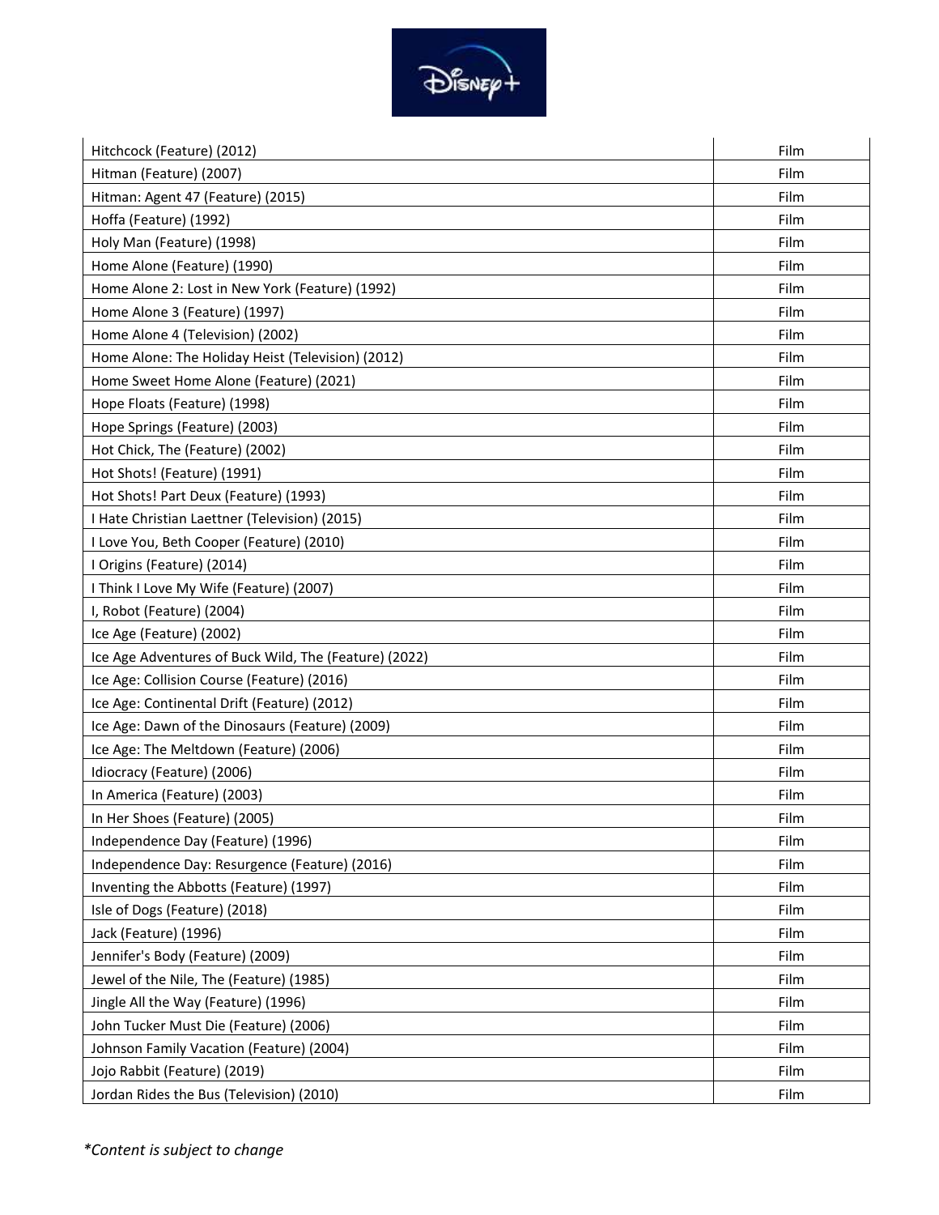| | |
|---|---|
| Hitchcock (Feature) (2012) | Film |
| Hitman (Feature) (2007) | Film |
| Hitman: Agent 47 (Feature) (2015) | Film |
| Hoffa (Feature) (1992) | Film |
| Holy Man (Feature) (1998) | Film |
| Home Alone (Feature) (1990) | Film |
| Home Alone 2: Lost in New York (Feature) (1992) | Film |
| Home Alone 3 (Feature) (1997) | Film |
| Home Alone 4 (Television) (2002) | Film |
| Home Alone: The Holiday Heist (Television) (2012) | Film |
| Home Sweet Home Alone (Feature) (2021) | Film |
| Hope Floats (Feature) (1998) | Film |
| Hope Springs (Feature) (2003) | Film |
| Hot Chick, The (Feature) (2002) | Film |
| Hot Shots! (Feature) (1991) | Film |
| Hot Shots! Part Deux (Feature) (1993) | Film |
| I Hate Christian Laettner (Television) (2015) | Film |
| I Love You, Beth Cooper (Feature) (2010) | Film |
| I Origins (Feature) (2014) | Film |
| I Think I Love My Wife (Feature) (2007) | Film |
| I, Robot (Feature) (2004) | Film |
| Ice Age (Feature) (2002) | Film |
| Ice Age Adventures of Buck Wild, The (Feature) (2022) | Film |
| Ice Age: Collision Course (Feature) (2016) | Film |
| Ice Age: Continental Drift (Feature) (2012) | Film |
| Ice Age: Dawn of the Dinosaurs (Feature) (2009) | Film |
| Ice Age: The Meltdown (Feature) (2006) | Film |
| Idiocracy (Feature) (2006) | Film |
| In America (Feature) (2003) | Film |
| In Her Shoes (Feature) (2005) | Film |
| Independence Day (Feature) (1996) | Film |
| Independence Day: Resurgence (Feature) (2016) | Film |
| Inventing the Abbotts (Feature) (1997) | Film |
| Isle of Dogs (Feature) (2018) | Film |
| Jack (Feature) (1996) | Film |
| Jennifer's Body (Feature) (2009) | Film |
| Jewel of the Nile, The (Feature) (1985) | Film |
| Jingle All the Way (Feature) (1996) | Film |
| John Tucker Must Die (Feature) (2006) | Film |
| Johnson Family Vacation (Feature) (2004) | Film |
| Jojo Rabbit (Feature) (2019) | Film |
| Jordan Rides the Bus (Television) (2010) | Film |

*\*Content is subject to change*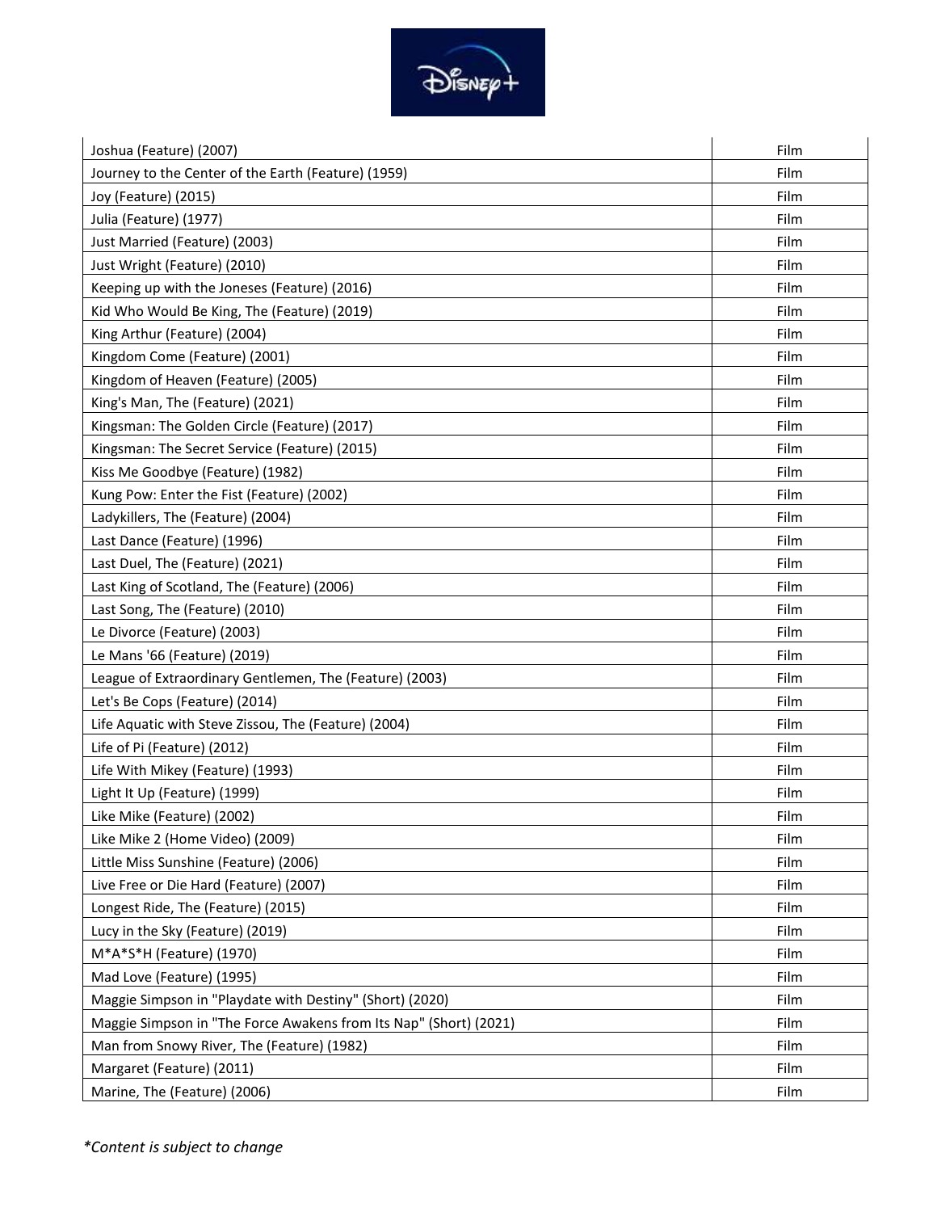| Joshua (Feature) (2007) | Film |
| --- | --- |
| Journey to the Center of the Earth (Feature) (1959) | Film |
| Joy (Feature) (2015) | Film |
| Julia (Feature) (1977) | Film |
| Just Married (Feature) (2003) | Film |
| Just Wright (Feature) (2010) | Film |
| Keeping up with the Joneses (Feature) (2016) | Film |
| Kid Who Would Be King, The (Feature) (2019) | Film |
| King Arthur (Feature) (2004) | Film |
| Kingdom Come (Feature) (2001) | Film |
| Kingdom of Heaven (Feature) (2005) | Film |
| King's Man, The (Feature) (2021) | Film |
| Kingsman: The Golden Circle (Feature) (2017) | Film |
| Kingsman: The Secret Service (Feature) (2015) | Film |
| Kiss Me Goodbye (Feature) (1982) | Film |
| Kung Pow: Enter the Fist (Feature) (2002) | Film |
| Ladykillers, The (Feature) (2004) | Film |
| Last Dance (Feature) (1996) | Film |
| Last Duel, The (Feature) (2021) | Film |
| Last King of Scotland, The (Feature) (2006) | Film |
| Last Song, The (Feature) (2010) | Film |
| Le Divorce (Feature) (2003) | Film |
| Le Mans '66 (Feature) (2019) | Film |
| League of Extraordinary Gentlemen, The (Feature) (2003) | Film |
| Let's Be Cops (Feature) (2014) | Film |
| Life Aquatic with Steve Zissou, The (Feature) (2004) | Film |
| Life of Pi (Feature) (2012) | Film |
| Life With Mikey (Feature) (1993) | Film |
| Light It Up (Feature) (1999) | Film |
| Like Mike (Feature) (2002) | Film |
| Like Mike 2 (Home Video) (2009) | Film |
| Little Miss Sunshine (Feature) (2006) | Film |
| Live Free or Die Hard (Feature) (2007) | Film |
| Longest Ride, The (Feature) (2015) | Film |
| Lucy in the Sky (Feature) (2019) | Film |
| M*A*S*H (Feature) (1970) | Film |
| Mad Love (Feature) (1995) | Film |
| Maggie Simpson in "Playdate with Destiny" (Short) (2020) | Film |
| Maggie Simpson in "The Force Awakens from Its Nap" (Short) (2021) | Film |
| Man from Snowy River, The (Feature) (1982) | Film |
| Margaret (Feature) (2011) | Film |
| Marine, The (Feature) (2006) | Film |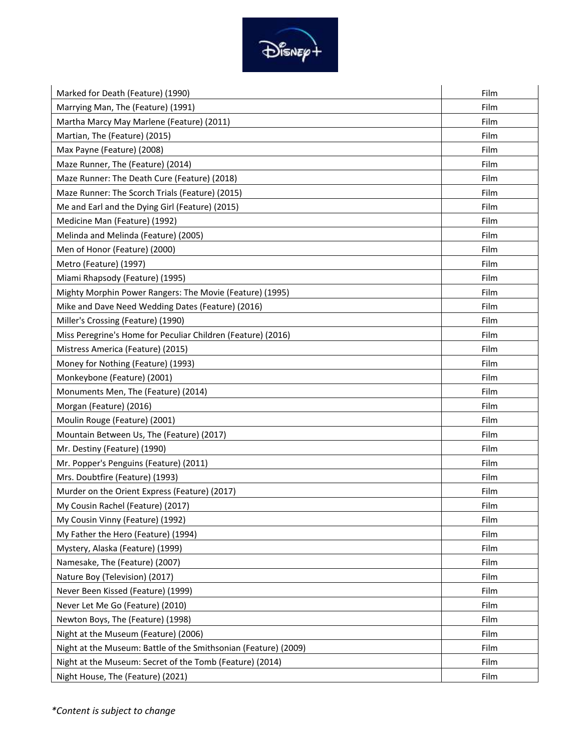| Marked for Death (Feature) (1990) | Film |
|---|---|
| Marrying Man, The (Feature) (1991) | Film |
| Martha Marcy May Marlene (Feature) (2011) | Film |
| Martian, The (Feature) (2015) | Film |
| Max Payne (Feature) (2008) | Film |
| Maze Runner, The (Feature) (2014) | Film |
| Maze Runner: The Death Cure (Feature) (2018) | Film |
| Maze Runner: The Scorch Trials (Feature) (2015) | Film |
| Me and Earl and the Dying Girl (Feature) (2015) | Film |
| Medicine Man (Feature) (1992) | Film |
| Melinda and Melinda (Feature) (2005) | Film |
| Men of Honor (Feature) (2000) | Film |
| Metro (Feature) (1997) | Film |
| Miami Rhapsody (Feature) (1995) | Film |
| Mighty Morphin Power Rangers: The Movie (Feature) (1995) | Film |
| Mike and Dave Need Wedding Dates (Feature) (2016) | Film |
| Miller's Crossing (Feature) (1990) | Film |
| Miss Peregrine's Home for Peculiar Children (Feature) (2016) | Film |
| Mistress America (Feature) (2015) | Film |
| Money for Nothing (Feature) (1993) | Film |
| Monkeybone (Feature) (2001) | Film |
| Monuments Men, The (Feature) (2014) | Film |
| Morgan (Feature) (2016) | Film |
| Moulin Rouge (Feature) (2001) | Film |
| Mountain Between Us, The (Feature) (2017) | Film |
| Mr. Destiny (Feature) (1990) | Film |
| Mr. Popper's Penguins (Feature) (2011) | Film |
| Mrs. Doubtfire (Feature) (1993) | Film |
| Murder on the Orient Express (Feature) (2017) | Film |
| My Cousin Rachel (Feature) (2017) | Film |
| My Cousin Vinny (Feature) (1992) | Film |
| My Father the Hero (Feature) (1994) | Film |
| Mystery, Alaska (Feature) (1999) | Film |
| Namesake, The (Feature) (2007) | Film |
| Nature Boy (Television) (2017) | Film |
| Never Been Kissed (Feature) (1999) | Film |
| Never Let Me Go (Feature) (2010) | Film |
| Newton Boys, The (Feature) (1998) | Film |
| Night at the Museum (Feature) (2006) | Film |
| Night at the Museum: Battle of the Smithsonian (Feature) (2009) | Film |
| Night at the Museum: Secret of the Tomb (Feature) (2014) | Film |
| Night House, The (Feature) (2021) | Film |

*\*Content is subject to change*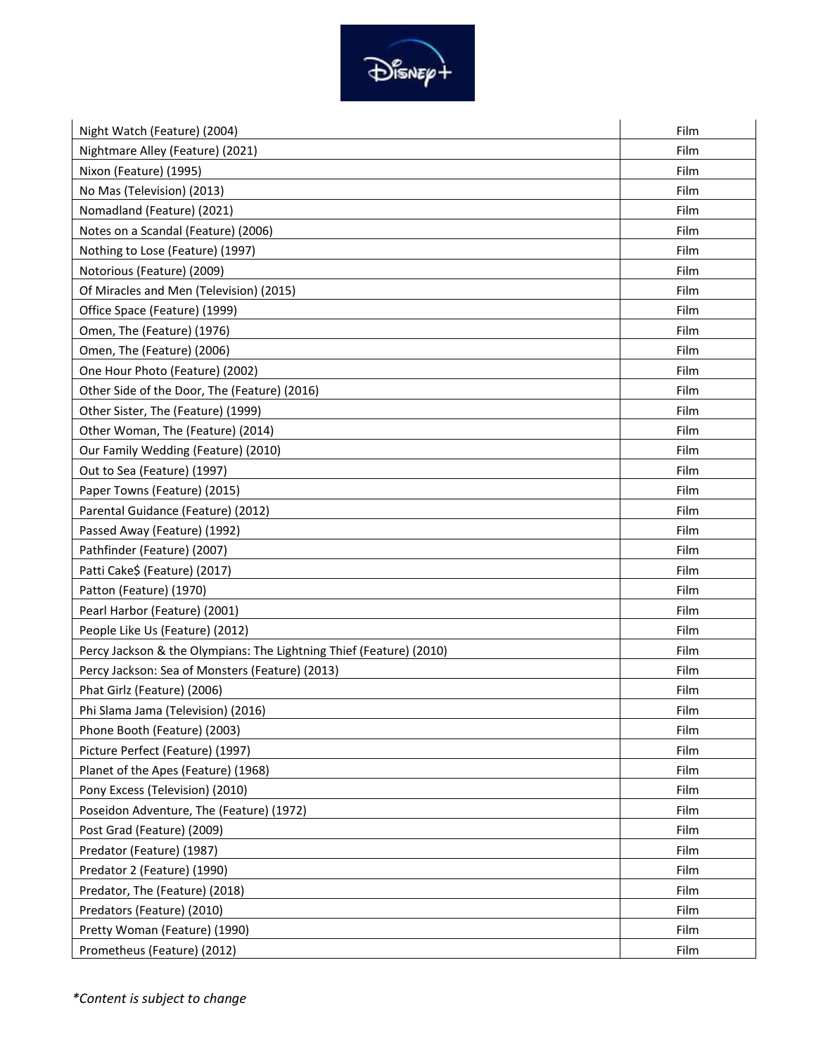| | |
|---|---|
| Night Watch (Feature) (2004) | Film |
| Nightmare Alley (Feature) (2021) | Film |
| Nixon (Feature) (1995) | Film |
| No Mas (Television) (2013) | Film |
| Nomadland (Feature) (2021) | Film |
| Notes on a Scandal (Feature) (2006) | Film |
| Nothing to Lose (Feature) (1997) | Film |
| Notorious (Feature) (2009) | Film |
| Of Miracles and Men (Television) (2015) | Film |
| Office Space (Feature) (1999) | Film |
| Omen, The (Feature) (1976) | Film |
| Omen, The (Feature) (2006) | Film |
| One Hour Photo (Feature) (2002) | Film |
| Other Side of the Door, The (Feature) (2016) | Film |
| Other Sister, The (Feature) (1999) | Film |
| Other Woman, The (Feature) (2014) | Film |
| Our Family Wedding (Feature) (2010) | Film |
| Out to Sea (Feature) (1997) | Film |
| Paper Towns (Feature) (2015) | Film |
| Parental Guidance (Feature) (2012) | Film |
| Passed Away (Feature) (1992) | Film |
| Pathfinder (Feature) (2007) | Film |
| Patti Cake$ (Feature) (2017) | Film |
| Patton (Feature) (1970) | Film |
| Pearl Harbor (Feature) (2001) | Film |
| People Like Us (Feature) (2012) | Film |
| Percy Jackson & the Olympians: The Lightning Thief (Feature) (2010) | Film |
| Percy Jackson: Sea of Monsters (Feature) (2013) | Film |
| Phat Girlz (Feature) (2006) | Film |
| Phi Slama Jama (Television) (2016) | Film |
| Phone Booth (Feature) (2003) | Film |
| Picture Perfect (Feature) (1997) | Film |
| Planet of the Apes (Feature) (1968) | Film |
| Pony Excess (Television) (2010) | Film |
| Poseidon Adventure, The (Feature) (1972) | Film |
| Post Grad (Feature) (2009) | Film |
| Predator (Feature) (1987) | Film |
| Predator 2 (Feature) (1990) | Film |
| Predator, The (Feature) (2018) | Film |
| Predators (Feature) (2010) | Film |
| Pretty Woman (Feature) (1990) | Film |
| Prometheus (Feature) (2012) | Film |

*\*Content is subject to change*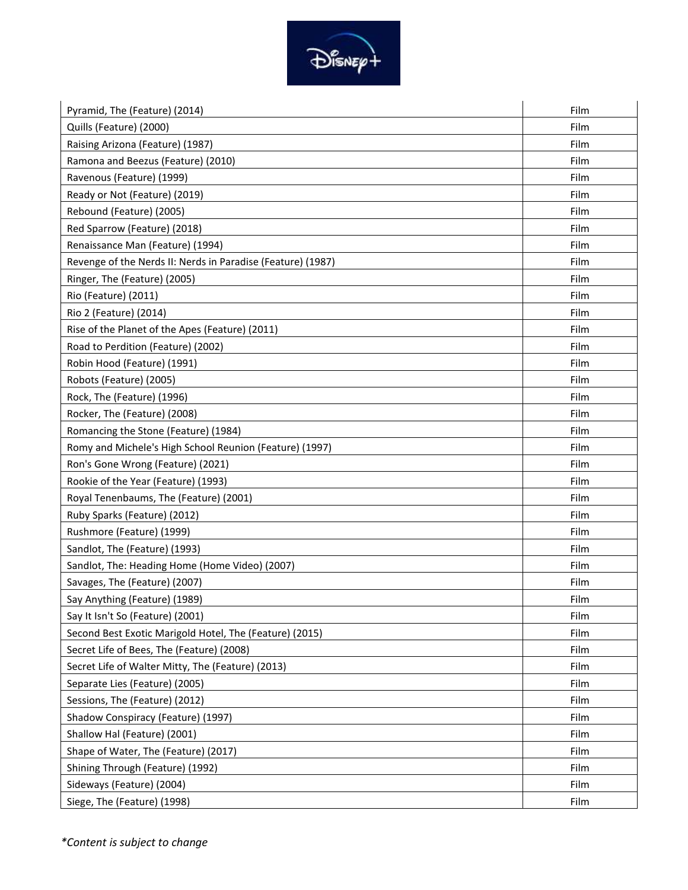| | |
|---|---|
| Pyramid, The (Feature) (2014) | Film |
| Quills (Feature) (2000) | Film |
| Raising Arizona (Feature) (1987) | Film |
| Ramona and Beezus (Feature) (2010) | Film |
| Ravenous (Feature) (1999) | Film |
| Ready or Not (Feature) (2019) | Film |
| Rebound (Feature) (2005) | Film |
| Red Sparrow (Feature) (2018) | Film |
| Renaissance Man (Feature) (1994) | Film |
| Revenge of the Nerds II: Nerds in Paradise (Feature) (1987) | Film |
| Ringer, The (Feature) (2005) | Film |
| Rio (Feature) (2011) | Film |
| Rio 2 (Feature) (2014) | Film |
| Rise of the Planet of the Apes (Feature) (2011) | Film |
| Road to Perdition (Feature) (2002) | Film |
| Robin Hood (Feature) (1991) | Film |
| Robots (Feature) (2005) | Film |
| Rock, The (Feature) (1996) | Film |
| Rocker, The (Feature) (2008) | Film |
| Romancing the Stone (Feature) (1984) | Film |
| Romy and Michele's High School Reunion (Feature) (1997) | Film |
| Ron's Gone Wrong (Feature) (2021) | Film |
| Rookie of the Year (Feature) (1993) | Film |
| Royal Tenenbaums, The (Feature) (2001) | Film |
| Ruby Sparks (Feature) (2012) | Film |
| Rushmore (Feature) (1999) | Film |
| Sandlot, The (Feature) (1993) | Film |
| Sandlot, The: Heading Home (Home Video) (2007) | Film |
| Savages, The (Feature) (2007) | Film |
| Say Anything (Feature) (1989) | Film |
| Say It Isn't So (Feature) (2001) | Film |
| Second Best Exotic Marigold Hotel, The (Feature) (2015) | Film |
| Secret Life of Bees, The (Feature) (2008) | Film |
| Secret Life of Walter Mitty, The (Feature) (2013) | Film |
| Separate Lies (Feature) (2005) | Film |
| Sessions, The (Feature) (2012) | Film |
| Shadow Conspiracy (Feature) (1997) | Film |
| Shallow Hal (Feature) (2001) | Film |
| Shape of Water, The (Feature) (2017) | Film |
| Shining Through (Feature) (1992) | Film |
| Sideways (Feature) (2004) | Film |
| Siege, The (Feature) (1998) | Film |

*\*Content is subject to change*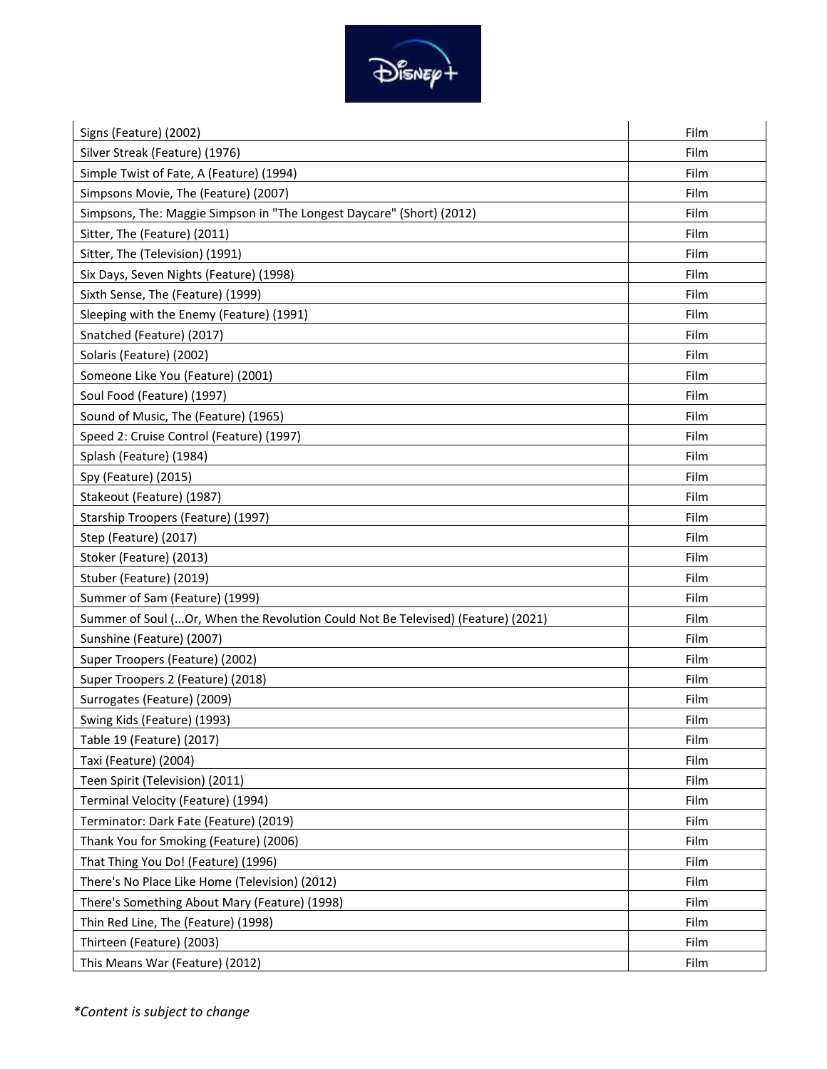| Signs (Feature) (2002) | Film |
|---|---|
| Silver Streak (Feature) (1976) | Film |
| Simple Twist of Fate, A (Feature) (1994) | Film |
| Simpsons Movie, The (Feature) (2007) | Film |
| Simpsons, The: Maggie Simpson in "The Longest Daycare" (Short) (2012) | Film |
| Sitter, The (Feature) (2011) | Film |
| Sitter, The (Television) (1991) | Film |
| Six Days, Seven Nights (Feature) (1998) | Film |
| Sixth Sense, The (Feature) (1999) | Film |
| Sleeping with the Enemy (Feature) (1991) | Film |
| Snatched (Feature) (2017) | Film |
| Solaris (Feature) (2002) | Film |
| Someone Like You (Feature) (2001) | Film |
| Soul Food (Feature) (1997) | Film |
| Sound of Music, The (Feature) (1965) | Film |
| Speed 2: Cruise Control (Feature) (1997) | Film |
| Splash (Feature) (1984) | Film |
| Spy (Feature) (2015) | Film |
| Stakeout (Feature) (1987) | Film |
| Starship Troopers (Feature) (1997) | Film |
| Step (Feature) (2017) | Film |
| Stoker (Feature) (2013) | Film |
| Stuber (Feature) (2019) | Film |
| Summer of Sam (Feature) (1999) | Film |
| Summer of Soul (...Or, When the Revolution Could Not Be Televised) (Feature) (2021) | Film |
| Sunshine (Feature) (2007) | Film |
| Super Troopers (Feature) (2002) | Film |
| Super Troopers 2 (Feature) (2018) | Film |
| Surrogates (Feature) (2009) | Film |
| Swing Kids (Feature) (1993) | Film |
| Table 19 (Feature) (2017) | Film |
| Taxi (Feature) (2004) | Film |
| Teen Spirit (Television) (2011) | Film |
| Terminal Velocity (Feature) (1994) | Film |
| Terminator: Dark Fate (Feature) (2019) | Film |
| Thank You for Smoking (Feature) (2006) | Film |
| That Thing You Do! (Feature) (1996) | Film |
| There's No Place Like Home (Television) (2012) | Film |
| There's Something About Mary (Feature) (1998) | Film |
| Thin Red Line, The (Feature) (1998) | Film |
| Thirteen (Feature) (2003) | Film |
| This Means War (Feature) (2012) | Film |

*Content is subject to change*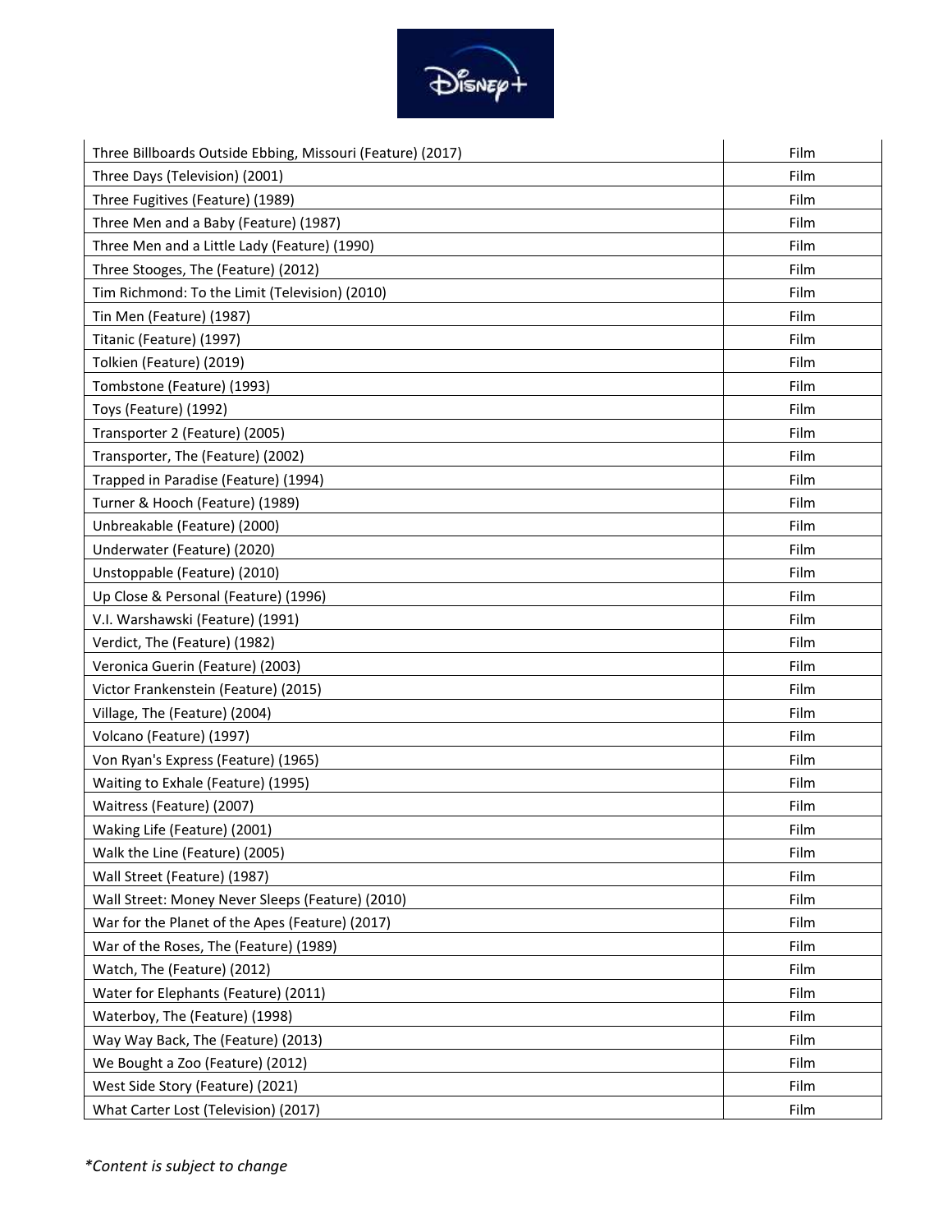| | |
|---|---|
| Three Billboards Outside Ebbing, Missouri (Feature) (2017) | Film |
| Three Days (Television) (2001) | Film |
| Three Fugitives (Feature) (1989) | Film |
| Three Men and a Baby (Feature) (1987) | Film |
| Three Men and a Little Lady (Feature) (1990) | Film |
| Three Stooges, The (Feature) (2012) | Film |
| Tim Richmond: To the Limit (Television) (2010) | Film |
| Tin Men (Feature) (1987) | Film |
| Titanic (Feature) (1997) | Film |
| Tolkien (Feature) (2019) | Film |
| Tombstone (Feature) (1993) | Film |
| Toys (Feature) (1992) | Film |
| Transporter 2 (Feature) (2005) | Film |
| Transporter, The (Feature) (2002) | Film |
| Trapped in Paradise (Feature) (1994) | Film |
| Turner & Hooch (Feature) (1989) | Film |
| Unbreakable (Feature) (2000) | Film |
| Underwater (Feature) (2020) | Film |
| Unstoppable (Feature) (2010) | Film |
| Up Close & Personal (Feature) (1996) | Film |
| V.I. Warshawski (Feature) (1991) | Film |
| Verdict, The (Feature) (1982) | Film |
| Veronica Guerin (Feature) (2003) | Film |
| Victor Frankenstein (Feature) (2015) | Film |
| Village, The (Feature) (2004) | Film |
| Volcano (Feature) (1997) | Film |
| Von Ryan's Express (Feature) (1965) | Film |
| Waiting to Exhale (Feature) (1995) | Film |
| Waitress (Feature) (2007) | Film |
| Waking Life (Feature) (2001) | Film |
| Walk the Line (Feature) (2005) | Film |
| Wall Street (Feature) (1987) | Film |
| Wall Street: Money Never Sleeps (Feature) (2010) | Film |
| War for the Planet of the Apes (Feature) (2017) | Film |
| War of the Roses, The (Feature) (1989) | Film |
| Watch, The (Feature) (2012) | Film |
| Water for Elephants (Feature) (2011) | Film |
| Waterboy, The (Feature) (1998) | Film |
| Way Way Back, The (Feature) (2013) | Film |
| We Bought a Zoo (Feature) (2012) | Film |
| West Side Story (Feature) (2021) | Film |
| What Carter Lost (Television) (2017) | Film |

*Content is subject to change*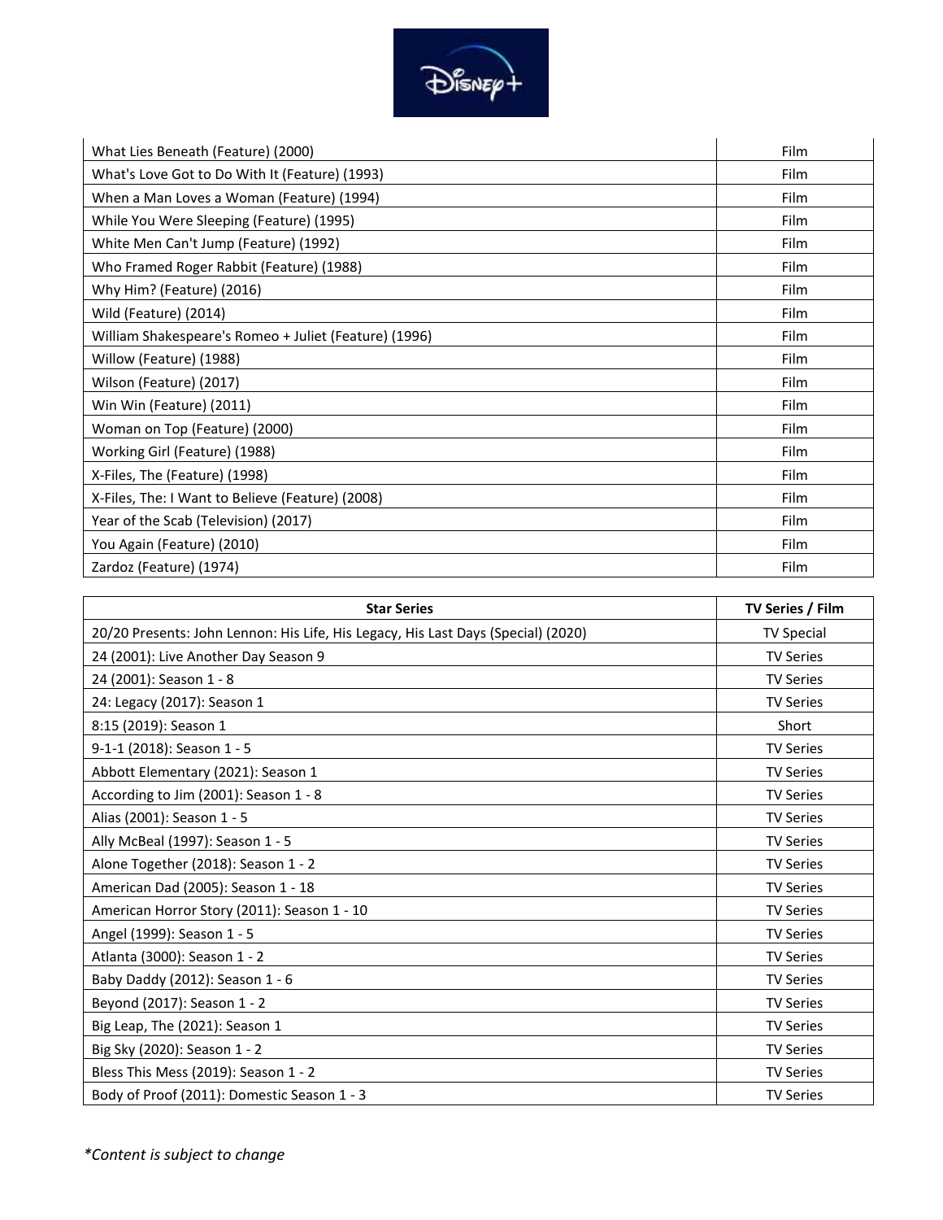| | |
|---|---|
| What Lies Beneath (Feature) (2000) | Film |
| What's Love Got to Do With It (Feature) (1993) | Film |
| When a Man Loves a Woman (Feature) (1994) | Film |
| While You Were Sleeping (Feature) (1995) | Film |
| White Men Can't Jump (Feature) (1992) | Film |
| Who Framed Roger Rabbit (Feature) (1988) | Film |
| Why Him? (Feature) (2016) | Film |
| Wild (Feature) (2014) | Film |
| William Shakespeare's Romeo + Juliet (Feature) (1996) | Film |
| Willow (Feature) (1988) | Film |
| Wilson (Feature) (2017) | Film |
| Win Win (Feature) (2011) | Film |
| Woman on Top (Feature) (2000) | Film |
| Working Girl (Feature) (1988) | Film |
| X-Files, The (Feature) (1998) | Film |
| X-Files, The: I Want to Believe (Feature) (2008) | Film |
| Year of the Scab (Television) (2017) | Film |
| You Again (Feature) (2010) | Film |
| Zardoz (Feature) (1974) | Film |

| Star Series | TV Series / Film |
|---|---|
| 20/20 Presents: John Lennon: His Life, His Legacy, His Last Days (Special) (2020) | TV Special |
| 24 (2001): Live Another Day Season 9 | TV Series |
| 24 (2001): Season 1 - 8 | TV Series |
| 24: Legacy (2017): Season 1 | TV Series |
| 8:15 (2019): Season 1 | Short |
| 9-1-1 (2018): Season 1 - 5 | TV Series |
| Abbott Elementary (2021): Season 1 | TV Series |
| According to Jim (2001): Season 1 - 8 | TV Series |
| Alias (2001): Season 1 - 5 | TV Series |
| Ally McBeal (1997): Season 1 - 5 | TV Series |
| Alone Together (2018): Season 1 - 2 | TV Series |
| American Dad (2005): Season 1 - 18 | TV Series |
| American Horror Story (2011): Season 1 - 10 | TV Series |
| Angel (1999): Season 1 - 5 | TV Series |
| Atlanta (3000): Season 1 - 2 | TV Series |
| Baby Daddy (2012): Season 1 - 6 | TV Series |
| Beyond (2017): Season 1 - 2 | TV Series |
| Big Leap, The (2021): Season 1 | TV Series |
| Big Sky (2020): Season 1 - 2 | TV Series |
| Bless This Mess (2019): Season 1 - 2 | TV Series |
| Body of Proof (2011): Domestic Season 1 - 3 | TV Series |

*\*Content is subject to change*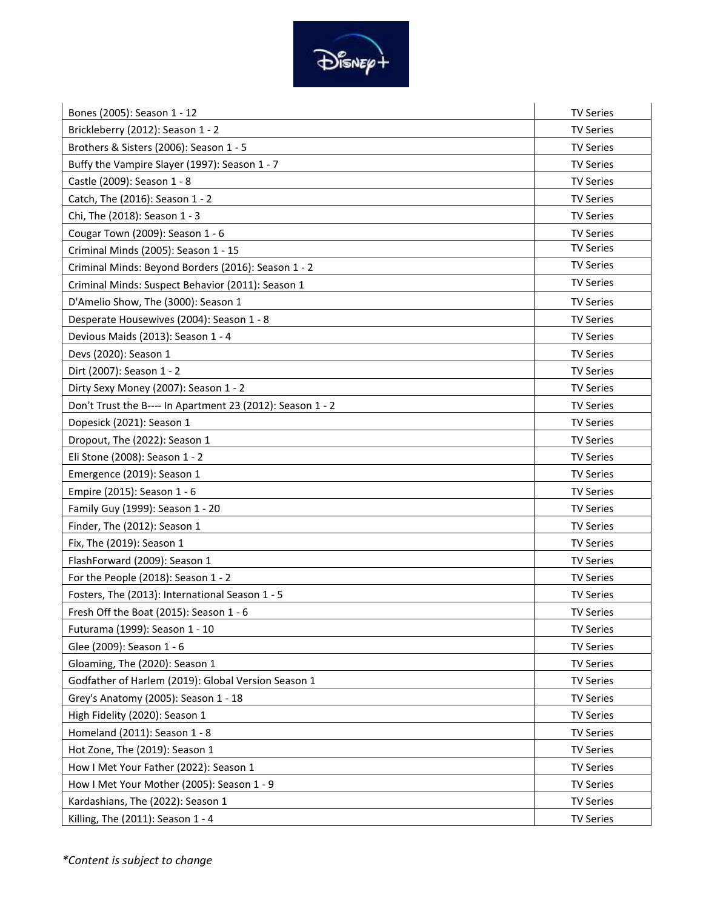| Bones (2005): Season 1 - 12 | TV Series |
|---|---|
| Brickleberry (2012): Season 1 - 2 | TV Series |
| Brothers & Sisters (2006): Season 1 - 5 | TV Series |
| Buffy the Vampire Slayer (1997): Season 1 - 7 | TV Series |
| Castle (2009): Season 1 - 8 | TV Series |
| Catch, The (2016): Season 1 - 2 | TV Series |
| Chi, The (2018): Season 1 - 3 | TV Series |
| Cougar Town (2009): Season 1 - 6 | TV Series |
| Criminal Minds (2005): Season 1 - 15 | TV Series |
| Criminal Minds: Beyond Borders (2016): Season 1 - 2 | TV Series |
| Criminal Minds: Suspect Behavior (2011): Season 1 | TV Series |
| D'Amelio Show, The (3000): Season 1 | TV Series |
| Desperate Housewives (2004): Season 1 - 8 | TV Series |
| Devious Maids (2013): Season 1 - 4 | TV Series |
| Devs (2020): Season 1 | TV Series |
| Dirt (2007): Season 1 - 2 | TV Series |
| Dirty Sexy Money (2007): Season 1 - 2 | TV Series |
| Don't Trust the B---- In Apartment 23 (2012): Season 1 - 2 | TV Series |
| Dopesick (2021): Season 1 | TV Series |
| Dropout, The (2022): Season 1 | TV Series |
| Eli Stone (2008): Season 1 - 2 | TV Series |
| Emergence (2019): Season 1 | TV Series |
| Empire (2015): Season 1 - 6 | TV Series |
| Family Guy (1999): Season 1 - 20 | TV Series |
| Finder, The (2012): Season 1 | TV Series |
| Fix, The (2019): Season 1 | TV Series |
| FlashForward (2009): Season 1 | TV Series |
| For the People (2018): Season 1 - 2 | TV Series |
| Fosters, The (2013): International Season 1 - 5 | TV Series |
| Fresh Off the Boat (2015): Season 1 - 6 | TV Series |
| Futurama (1999): Season 1 - 10 | TV Series |
| Glee (2009): Season 1 - 6 | TV Series |
| Gloaming, The (2020): Season 1 | TV Series |
| Godfather of Harlem (2019): Global Version Season 1 | TV Series |
| Grey's Anatomy (2005): Season 1 - 18 | TV Series |
| High Fidelity (2020): Season 1 | TV Series |
| Homeland (2011): Season 1 - 8 | TV Series |
| Hot Zone, The (2019): Season 1 | TV Series |
| How I Met Your Father (2022): Season 1 | TV Series |
| How I Met Your Mother (2005): Season 1 - 9 | TV Series |
| Kardashians, The (2022): Season 1 | TV Series |
| Killing, The (2011): Season 1 - 4 | TV Series |

*\*Content is subject to change*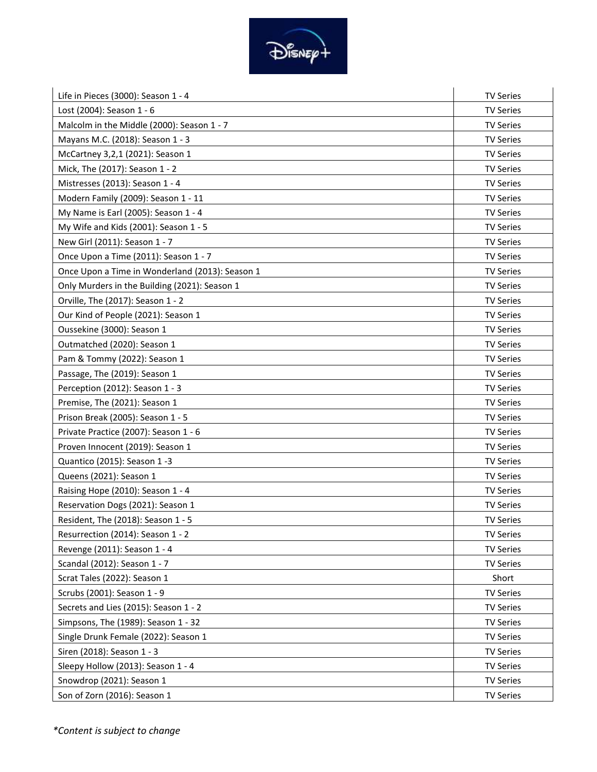| | |
|---|---|
| Life in Pieces (3000): Season 1 - 4 | TV Series |
| Lost (2004): Season 1 - 6 | TV Series |
| Malcolm in the Middle (2000): Season 1 - 7 | TV Series |
| Mayans M.C. (2018): Season 1 - 3 | TV Series |
| McCartney 3,2,1 (2021): Season 1 | TV Series |
| Mick, The (2017): Season 1 - 2 | TV Series |
| Mistresses (2013): Season 1 - 4 | TV Series |
| Modern Family (2009): Season 1 - 11 | TV Series |
| My Name is Earl (2005): Season 1 - 4 | TV Series |
| My Wife and Kids (2001): Season 1 - 5 | TV Series |
| New Girl (2011): Season 1 - 7 | TV Series |
| Once Upon a Time (2011): Season 1 - 7 | TV Series |
| Once Upon a Time in Wonderland (2013): Season 1 | TV Series |
| Only Murders in the Building (2021): Season 1 | TV Series |
| Orville, The (2017): Season 1 - 2 | TV Series |
| Our Kind of People (2021): Season 1 | TV Series |
| Oussekine (3000): Season 1 | TV Series |
| Outmatched (2020): Season 1 | TV Series |
| Pam & Tommy (2022): Season 1 | TV Series |
| Passage, The (2019): Season 1 | TV Series |
| Perception (2012): Season 1 - 3 | TV Series |
| Premise, The (2021): Season 1 | TV Series |
| Prison Break (2005): Season 1 - 5 | TV Series |
| Private Practice (2007): Season 1 - 6 | TV Series |
| Proven Innocent (2019): Season 1 | TV Series |
| Quantico (2015): Season 1 -3 | TV Series |
| Queens (2021): Season 1 | TV Series |
| Raising Hope (2010): Season 1 - 4 | TV Series |
| Reservation Dogs (2021): Season 1 | TV Series |
| Resident, The (2018): Season 1 - 5 | TV Series |
| Resurrection (2014): Season 1 - 2 | TV Series |
| Revenge (2011): Season 1 - 4 | TV Series |
| Scandal (2012): Season 1 - 7 | TV Series |
| Scrat Tales (2022): Season 1 | Short |
| Scrubs (2001): Season 1 - 9 | TV Series |
| Secrets and Lies (2015): Season 1 - 2 | TV Series |
| Simpsons, The (1989): Season 1 - 32 | TV Series |
| Single Drunk Female (2022): Season 1 | TV Series |
| Siren (2018): Season 1 - 3 | TV Series |
| Sleepy Hollow (2013): Season 1 - 4 | TV Series |
| Snowdrop (2021): Season 1 | TV Series |
| Son of Zorn (2016): Season 1 | TV Series |

*Content is subject to change*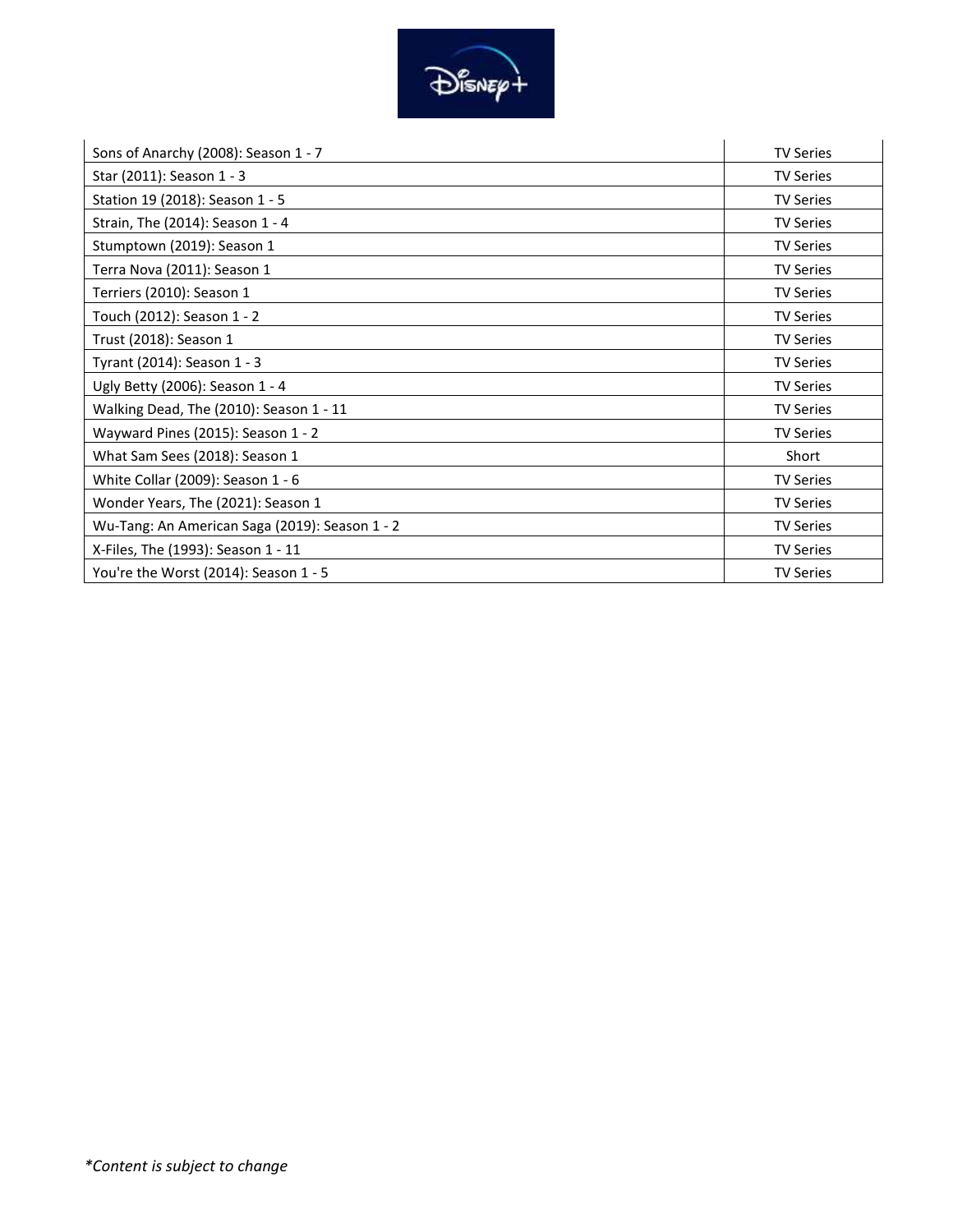| | |
|---|---|
| Sons of Anarchy (2008): Season 1 - 7 | TV Series |
| Star (2011): Season 1 - 3 | TV Series |
| Station 19 (2018): Season 1 - 5 | TV Series |
| Strain, The (2014): Season 1 - 4 | TV Series |
| Stumptown (2019): Season 1 | TV Series |
| Terra Nova (2011): Season 1 | TV Series |
| Terriers (2010): Season 1 | TV Series |
| Touch (2012): Season 1 - 2 | TV Series |
| Trust (2018): Season 1 | TV Series |
| Tyrant (2014): Season 1 - 3 | TV Series |
| Ugly Betty (2006): Season 1 - 4 | TV Series |
| Walking Dead, The (2010): Season 1 - 11 | TV Series |
| Wayward Pines (2015): Season 1 - 2 | TV Series |
| What Sam Sees (2018): Season 1 | Short |
| White Collar (2009): Season 1 - 6 | TV Series |
| Wonder Years, The (2021): Season 1 | TV Series |
| Wu-Tang: An American Saga (2019): Season 1 - 2 | TV Series |
| X-Files, The (1993): Season 1 - 11 | TV Series |
| You're the Worst (2014): Season 1 - 5 | TV Series |

*\*Content is subject to change*